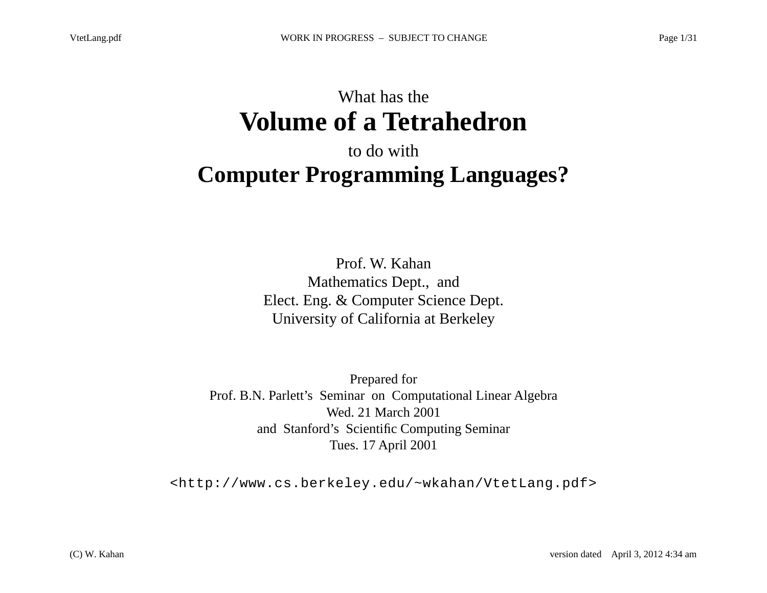# What has the **Volume of a Tetrahedron** to do with **Computer Programming Languages?**

Prof. W. Kahan
Mathematics Dept., and
Elect. Eng. & Computer Science Dept.
University of California at Berkeley

Prepared for
Prof. B.N. Parlett's Seminar on Computational Linear Algebra
Wed. 21 March 2001
and Stanford's Scientific Computing Seminar
Tues. 17 April 2001

<http://www.cs.berkeley.edu/~wkahan/VtetLang.pdf>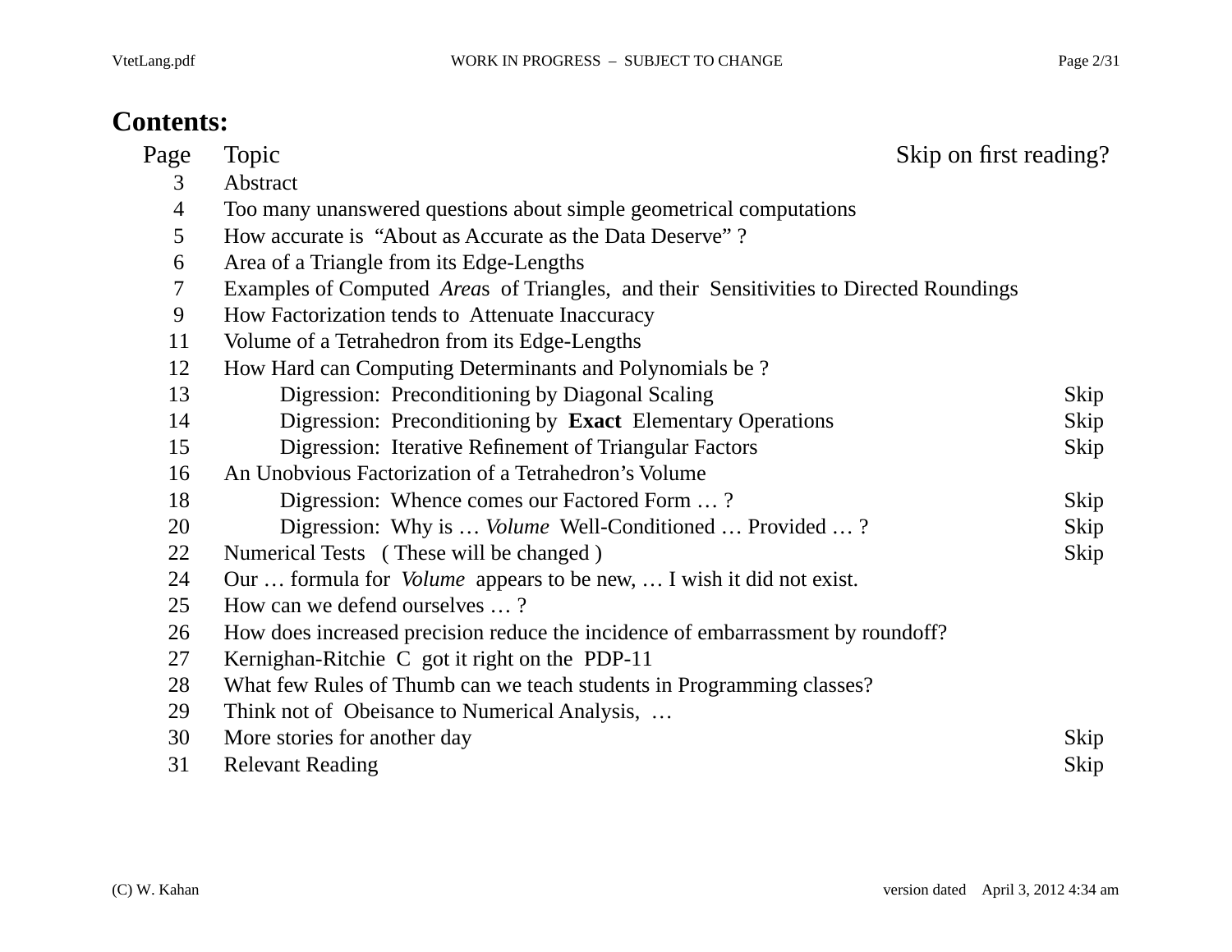# Contents:

| Page | Topic | Skip on first reading? |
|---|---|---|
| 3 | Abstract | |
| 4 | Too many unanswered questions about simple geometrical computations | |
| 5 | How accurate is "About as Accurate as the Data Deserve" ? | |
| 6 | Area of a Triangle from its Edge-Lengths | |
| 7 | Examples of Computed *Area*s of Triangles, and their Sensitivities to Directed Roundings | |
| 9 | How Factorization tends to Attenuate Inaccuracy | |
| 11 | Volume of a Tetrahedron from its Edge-Lengths | |
| 12 | How Hard can Computing Determinants and Polynomials be ? | |
| 13 | Digression: Preconditioning by Diagonal Scaling | Skip |
| 14 | Digression: Preconditioning by **Exact** Elementary Operations | Skip |
| 15 | Digression: Iterative Refinement of Triangular Factors | Skip |
| 16 | An Unobvious Factorization of a Tetrahedron's Volume | |
| 18 | Digression: Whence comes our Factored Form … ? | Skip |
| 20 | Digression: Why is … *Volume* Well-Conditioned … Provided … ? | Skip |
| 22 | Numerical Tests ( These will be changed ) | Skip |
| 24 | Our … formula for *Volume* appears to be new, … I wish it did not exist. | |
| 25 | How can we defend ourselves … ? | |
| 26 | How does increased precision reduce the incidence of embarrassment by roundoff? | |
| 27 | Kernighan-Ritchie C got it right on the PDP-11 | |
| 28 | What few Rules of Thumb can we teach students in Programming classes? | |
| 29 | Think not of Obeisance to Numerical Analysis, … | |
| 30 | More stories for another day | Skip |
| 31 | Relevant Reading | Skip |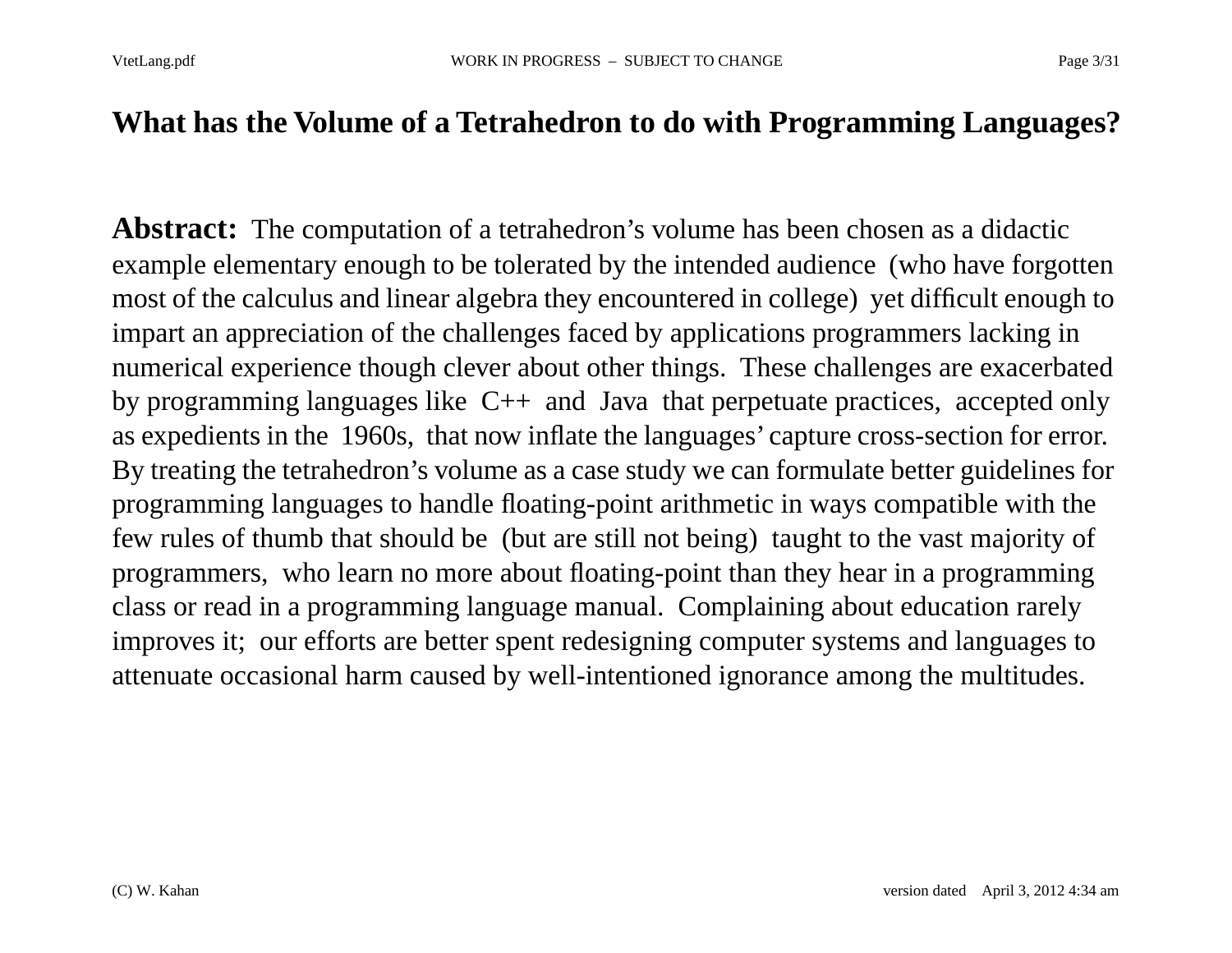## What has the Volume of a Tetrahedron to do with Programming Languages?

**Abstract:** The computation of a tetrahedron's volume has been chosen as a didactic example elementary enough to be tolerated by the intended audience (who have forgotten most of the calculus and linear algebra they encountered in college) yet difficult enough to impart an appreciation of the challenges faced by applications programmers lacking in numerical experience though clever about other things. These challenges are exacerbated by programming languages like C++ and Java that perpetuate practices, accepted only as expedients in the 1960s, that now inflate the languages' capture cross-section for error. By treating the tetrahedron's volume as a case study we can formulate better guidelines for programming languages to handle floating-point arithmetic in ways compatible with the few rules of thumb that should be (but are still not being) taught to the vast majority of programmers, who learn no more about floating-point than they hear in a programming class or read in a programming language manual. Complaining about education rarely improves it; our efforts are better spent redesigning computer systems and languages to attenuate occasional harm caused by well-intentioned ignorance among the multitudes.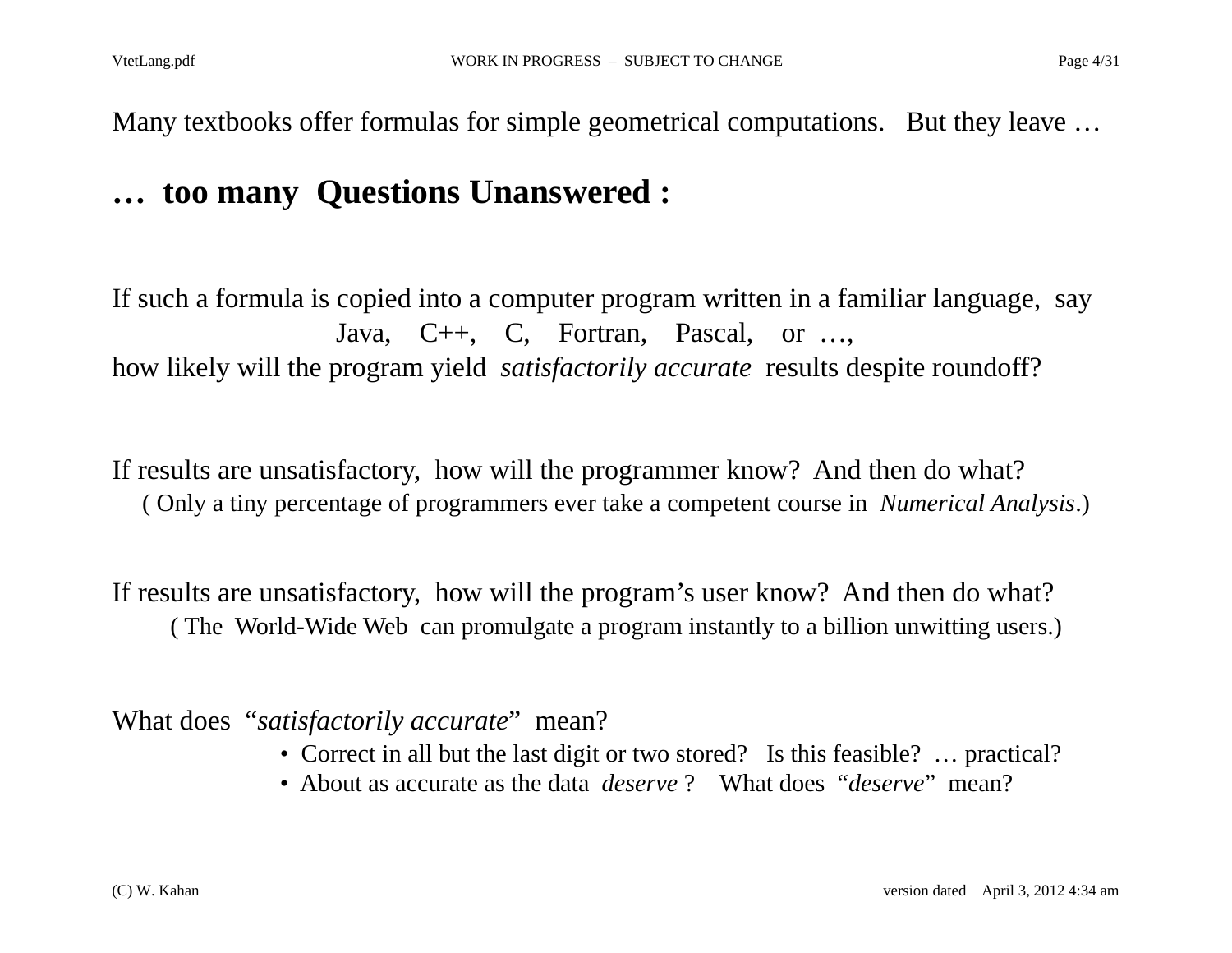Many textbooks offer formulas for simple geometrical computations. But they leave …

## … too many Questions Unanswered :

If such a formula is copied into a computer program written in a familiar language, say
Java, C++, C, Fortran, Pascal, or …,
how likely will the program yield *satisfactorily accurate* results despite roundoff?

If results are unsatisfactory, how will the programmer know? And then do what?
( Only a tiny percentage of programmers ever take a competent course in *Numerical Analysis*.)

If results are unsatisfactory, how will the program's user know? And then do what?
( The World-Wide Web can promulgate a program instantly to a billion unwitting users.)

What does "*satisfactorily accurate*" mean?

- Correct in all but the last digit or two stored? Is this feasible? … practical?
- About as accurate as the data *deserve* ? What does "*deserve*" mean?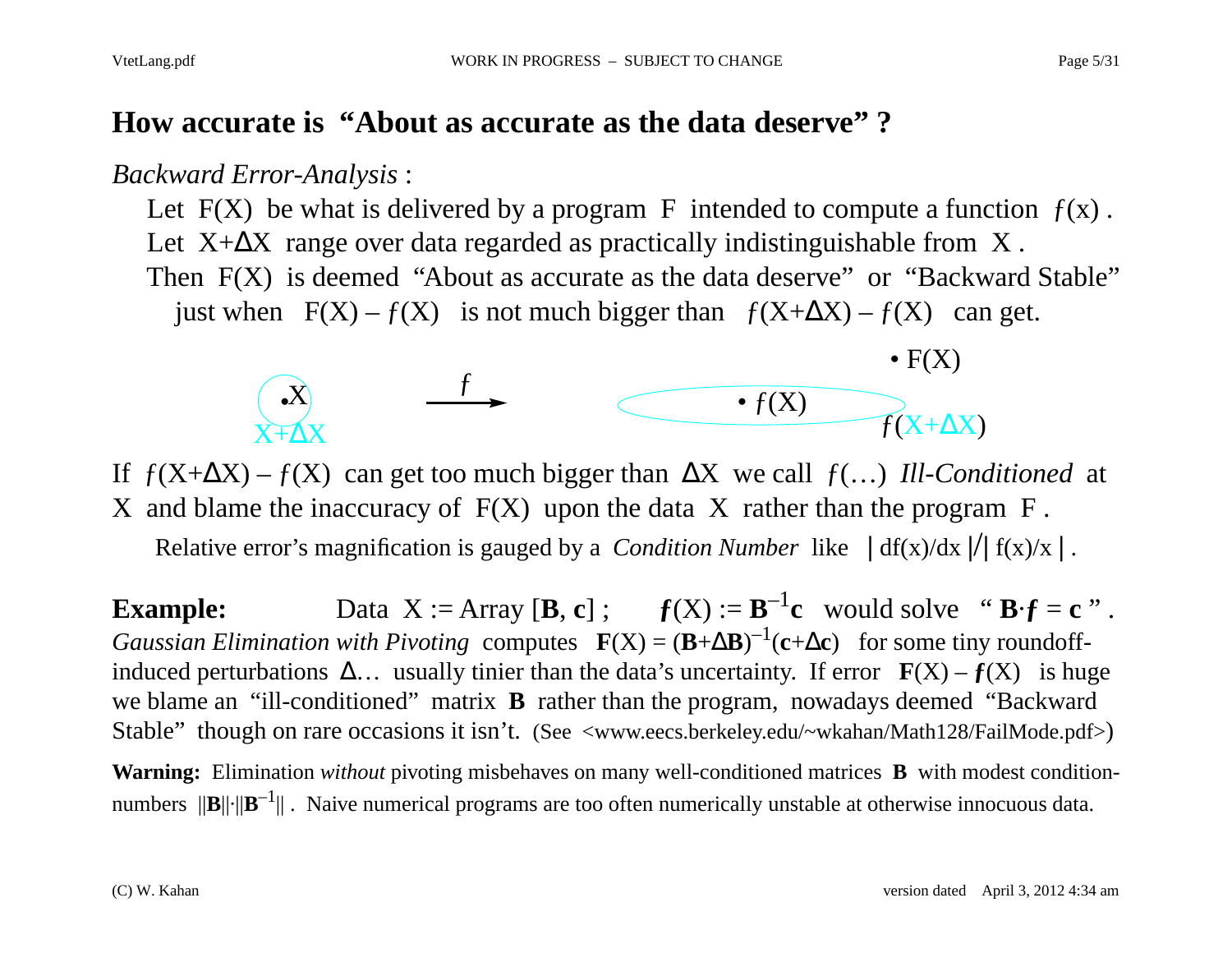# How accurate is "About as accurate as the data deserve" ?

*Backward Error-Analysis* :

Let F(X) be what is delivered by a program F intended to compute a function $f(x)$ .
Let X+ΔX range over data regarded as practically indistinguishable from X .
Then F(X) is deemed "About as accurate as the data deserve" or "Backward Stable"
just when $F(X) - f(X)$ is not much bigger than $f(X+\Delta X) - f(X)$ can get.

If $f(X+\Delta X) - f(X)$ can get too much bigger than ΔX we call $f(\ldots)$ *Ill-Conditioned* at X and blame the inaccuracy of F(X) upon the data X rather than the program F .

Relative error's magnification is gauged by a *Condition Number* like $| df(x)/dx | / | f(x)/x |$ .

**Example:** Data X := Array [**B**, **c**] ; $\boldsymbol{f}(X) := \mathbf{B}^{-1}\mathbf{c}$ would solve " $\mathbf{B}\cdot\boldsymbol{f} = \mathbf{c}$ " .
*Gaussian Elimination with Pivoting* computes $\mathbf{F}(X) = (\mathbf{B}+\Delta\mathbf{B})^{-1}(\mathbf{c}+\Delta\mathbf{c})$ for some tiny roundoff-induced perturbations Δ… usually tinier than the data's uncertainty. If error $\mathbf{F}(X) - \boldsymbol{f}(X)$ is huge we blame an "ill-conditioned" matrix **B** rather than the program, nowadays deemed "Backward Stable" though on rare occasions it isn't. (See <www.eecs.berkeley.edu/~wkahan/Math128/FailMode.pdf>)

**Warning:** Elimination *without* pivoting misbehaves on many well-conditioned matrices **B** with modest condition-numbers $||\mathbf{B}||\cdot||\mathbf{B}^{-1}||$ . Naive numerical programs are too often numerically unstable at otherwise innocuous data.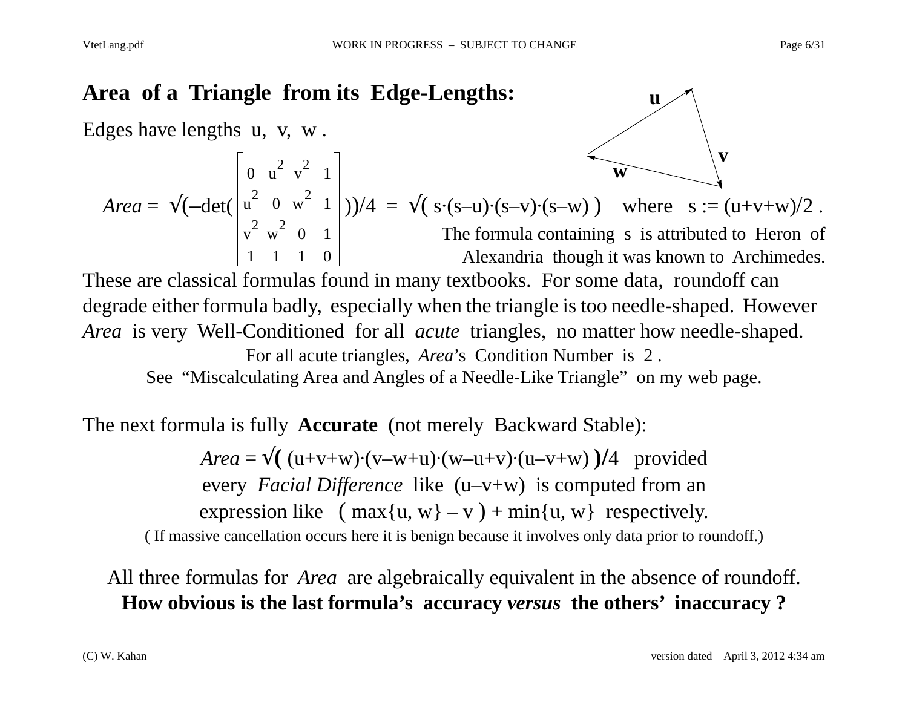## Area of a Triangle from its Edge-Lengths:

Edges have lengths u, v, w .

$$Area = \sqrt{\left(-\det\begin{pmatrix} 0 & u^2 & v^2 & 1 \\ u^2 & 0 & w^2 & 1 \\ v^2 & w^2 & 0 & 1 \\ 1 & 1 & 1 & 0 \end{pmatrix}\right)}/4 = \sqrt{( s\cdot(s-u)\cdot(s-v)\cdot(s-w) )} \quad \text{where} \quad s := (u+v+w)/2 .$$

The formula containing s is attributed to Heron of Alexandria though it was known to Archimedes.

These are classical formulas found in many textbooks. For some data, roundoff can degrade either formula badly, especially when the triangle is too needle-shaped. However *Area* is very Well-Conditioned for all *acute* triangles, no matter how needle-shaped.

For all acute triangles, *Area*'s Condition Number is 2 .
See "Miscalculating Area and Angles of a Needle-Like Triangle" on my web page.

The next formula is fully **Accurate** (not merely Backward Stable):

$$Area = \sqrt{( (u+v+w)\cdot(v-w+u)\cdot(w-u+v)\cdot(u-v+w) )}/4$$

provided every *Facial Difference* like $(u-v+w)$ is computed from an expression like $(\max\{u, w\} - v) + \min\{u, w\}$ respectively.

( If massive cancellation occurs here it is benign because it involves only data prior to roundoff.)

All three formulas for *Area* are algebraically equivalent in the absence of roundoff.
**How obvious is the last formula's accuracy *versus* the others' inaccuracy ?**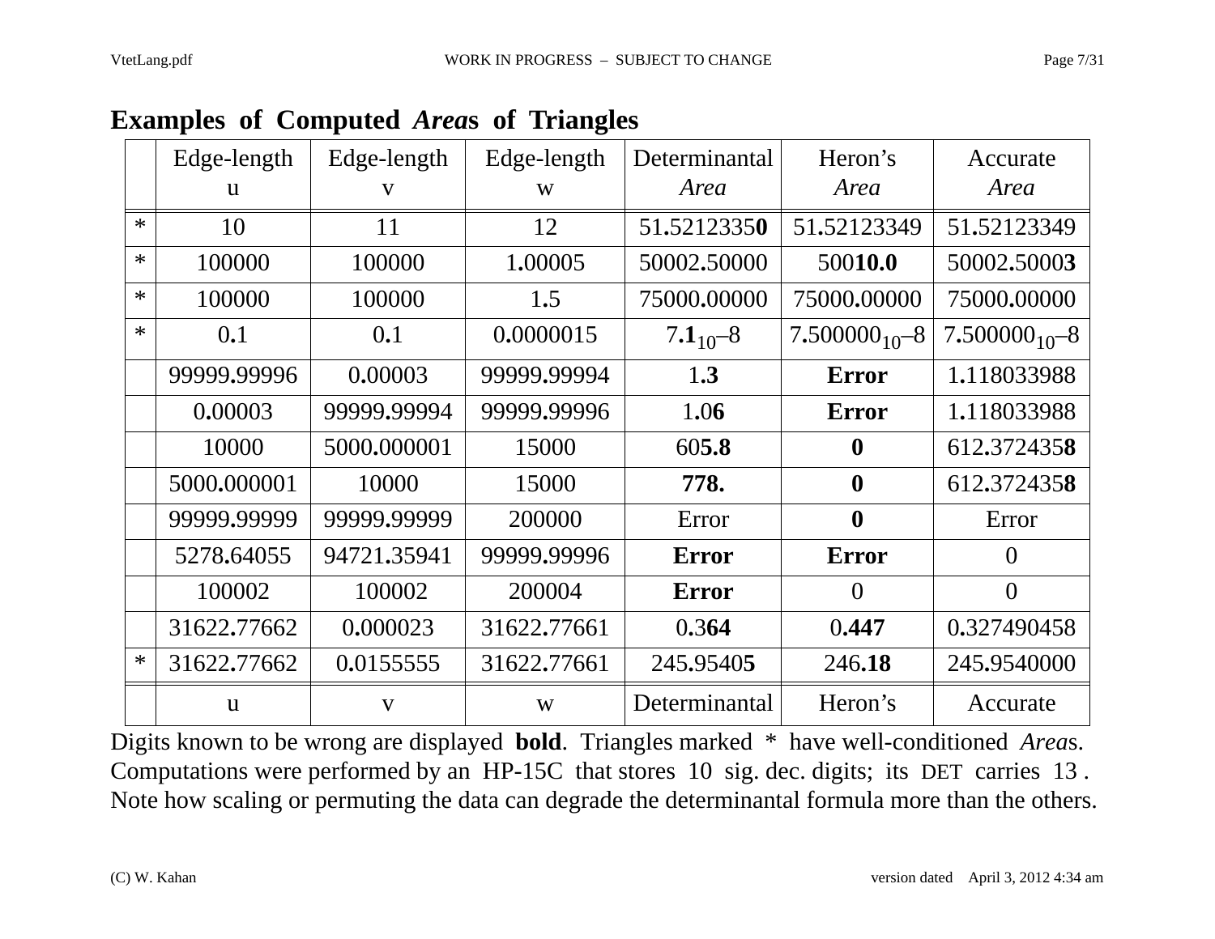## Examples of Computed *Area*s of Triangles

| | Edge-length u | Edge-length v | Edge-length w | Determinantal *Area* | Heron's *Area* | Accurate *Area* |
|---|---|---|---|---|---|---|
| * | 10 | 11 | 12 | 51.5212335**0** | 51.52123349 | 51.52123349 |
| * | 100000 | 100000 | 1.00005 | 50002.50000 | 500**10.0** | 50002.5000**3** |
| * | 100000 | 100000 | 1.5 | 75000.00000 | 75000.00000 | 75000.00000 |
| * | 0.1 | 0.1 | 0.0000015 | 7.**1**$_{10}$–8 | 7.500000$_{10}$–8 | 7.500000$_{10}$–8 |
| | 99999.99996 | 0.00003 | 99999.99994 | 1.**3** | **Error** | 1.118033988 |
| | 0.00003 | 99999.99994 | 99999.99996 | 1.0**6** | **Error** | 1.118033988 |
| | 10000 | 5000.000001 | 15000 | 60**5.8** | **0** | 612.372435**8** |
| | 5000.000001 | 10000 | 15000 | **778.** | **0** | 612.372435**8** |
| | 99999.99999 | 99999.99999 | 200000 | Error | **0** | Error |
| | 5278.64055 | 94721.35941 | 99999.99996 | **Error** | **Error** | 0 |
| | 100002 | 100002 | 200004 | **Error** | 0 | 0 |
| | 31622.77662 | 0.000023 | 31622.77661 | 0.3**64** | 0.**447** | 0.327490458 |
| * | 31622.77662 | 0.0155555 | 31622.77661 | 245.9540**5** | 246.**18** | 245.9540000 |
| | u | v | w | Determinantal | Heron's | Accurate |

Digits known to be wrong are displayed **bold**. Triangles marked * have well-conditioned *Area*s.
Computations were performed by an HP-15C that stores 10 sig. dec. digits; its DET carries 13 .
Note how scaling or permuting the data can degrade the determinantal formula more than the others.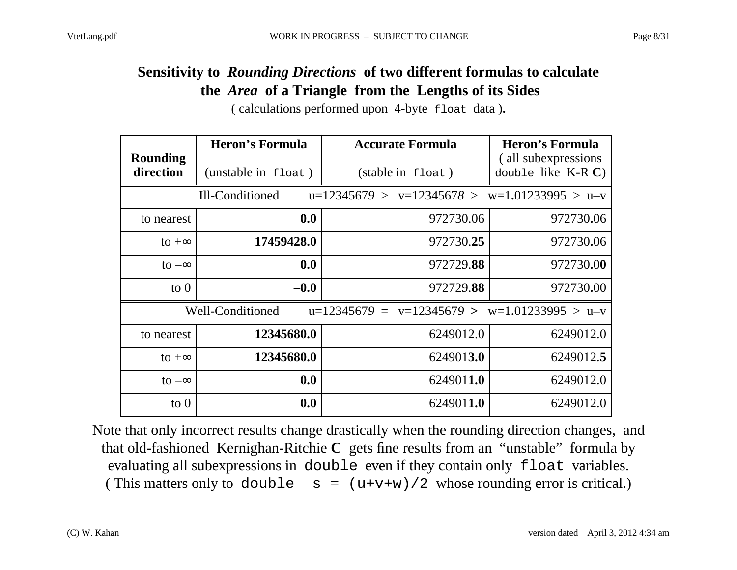## Sensitivity to *Rounding Directions* of two different formulas to calculate the *Area* of a Triangle from the Lengths of its Sides

( calculations performed upon 4-byte `float` data ).

| Rounding direction | Heron's Formula (unstable in `float` ) | Accurate Formula (stable in `float` ) | Heron's Formula ( all subexpressions `double` like K-R **C**) |
|---|---|---|---|
| Ill-Conditioned | u=1234567*9* > v=1234567*8* > w=1**.**01233995 > u–v | | |
| to nearest | **0.0** | 972730.06 | 972730**.**06 |
| to +∞ | **17459428.0** | 972730.**25** | 972730**.**06 |
| to –∞ | **0.0** | 972729.**88** | 972730**.**0**0** |
| to 0 | **–0.0** | 972729.**88** | 972730**.**00 |
| Well-Conditioned | u=1234567*9* = v=1234567*9* > w=1**.**01233995 > u–v | | |
| to nearest | **12345680.0** | 6249012.0 | 6249012.0 |
| to +∞ | **12345680.0** | 624901**3.0** | 6249012.**5** |
| to –∞ | **0.0** | 624901**1.0** | 6249012.0 |
| to 0 | **0.0** | 624901**1.0** | 6249012.0 |

Note that only incorrect results change drastically when the rounding direction changes, and that old-fashioned Kernighan-Ritchie **C** gets fine results from an "unstable" formula by evaluating all subexpressions in `double` even if they contain only `float` variables. ( This matters only to `double s = (u+v+w)/2` whose rounding error is critical.)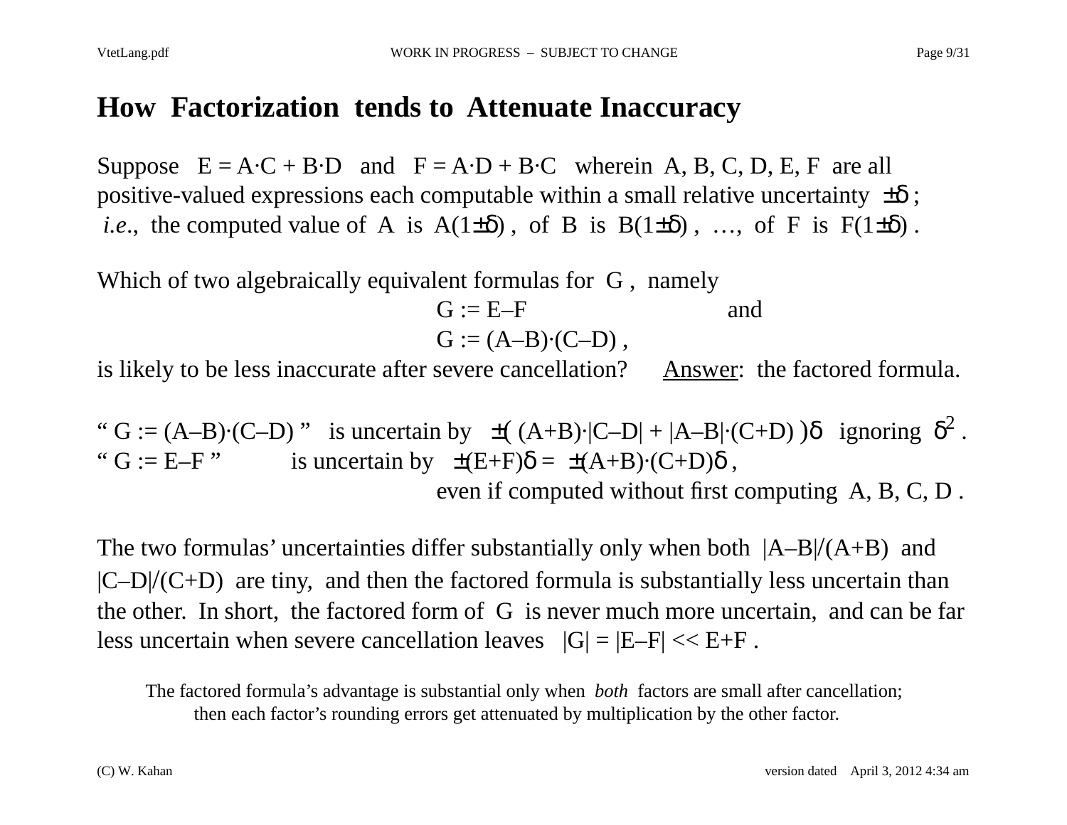# How Factorization tends to Attenuate Inaccuracy

Suppose $E = A \cdot C + B \cdot D$ and $F = A \cdot D + B \cdot C$ wherein A, B, C, D, E, F are all positive-valued expressions each computable within a small relative uncertainty $\pm\delta$ ; *i.e.*, the computed value of A is $A(1\pm\delta)$ , of B is $B(1\pm\delta)$ , …, of F is $F(1\pm\delta)$ .

Which of two algebraically equivalent formulas for G , namely

$$G := E–F \qquad \text{and}$$

$$G := (A–B) \cdot (C–D) ,$$

is likely to be less inaccurate after severe cancellation? <u>Answer</u>: the factored formula.

" $G := (A–B) \cdot (C–D)$ " is uncertain by $\pm( (A+B) \cdot |C–D| + |A–B| \cdot (C+D) )\delta$ ignoring $\delta^2$ .
" $G := E–F$ " is uncertain by $\pm(E+F)\delta = \pm(A+B) \cdot (C+D)\delta$ ,
even if computed without first computing A, B, C, D .

The two formulas' uncertainties differ substantially only when both $|A–B|/(A+B)$ and $|C–D|/(C+D)$ are tiny, and then the factored formula is substantially less uncertain than the other. In short, the factored form of G is never much more uncertain, and can be far less uncertain when severe cancellation leaves $|G| = |E–F| << E+F$ .

The factored formula's advantage is substantial only when *both* factors are small after cancellation; then each factor's rounding errors get attenuated by multiplication by the other factor.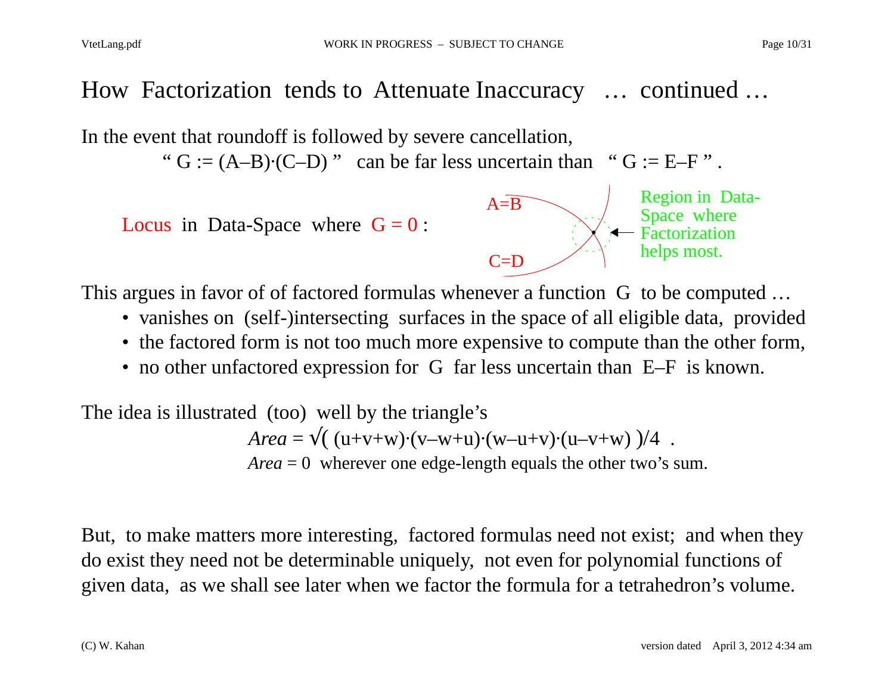# How Factorization tends to Attenuate Inaccuracy … continued …

In the event that roundoff is followed by severe cancellation,

“ G := (A–B)·(C–D) ” can be far less uncertain than “ G := E–F ” .

Locus in Data-Space where G = 0 :

A=B

C=D

Region in Data-Space where Factorization helps most.

This argues in favor of of factored formulas whenever a function G to be computed …

- vanishes on (self-)intersecting surfaces in the space of all eligible data, provided
- the factored form is not too much more expensive to compute than the other form,
- no other unfactored expression for G far less uncertain than E–F is known.

The idea is illustrated (too) well by the triangle’s

$$Area = \sqrt{(\,(u+v+w)\cdot(v-w+u)\cdot(w-u+v)\cdot(u-v+w)\,)}/4 \;.$$

*Area* = 0 wherever one edge-length equals the other two’s sum.

But, to make matters more interesting, factored formulas need not exist; and when they do exist they need not be determinable uniquely, not even for polynomial functions of given data, as we shall see later when we factor the formula for a tetrahedron’s volume.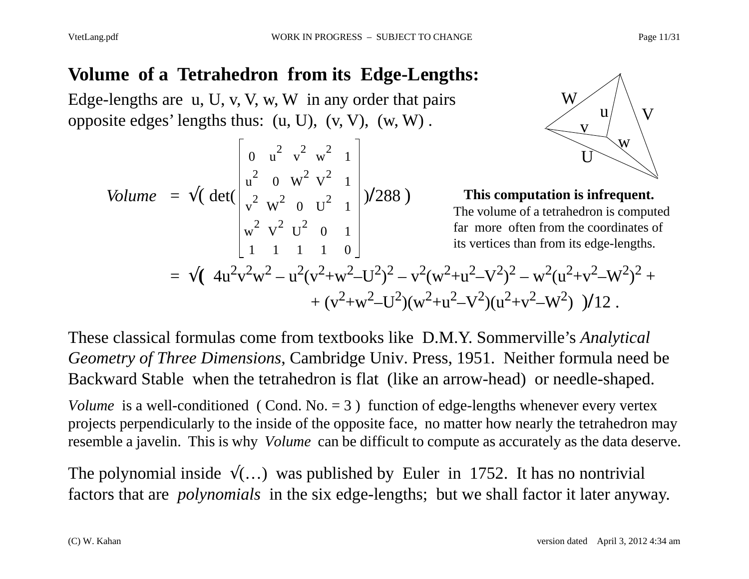# Volume of a Tetrahedron from its Edge-Lengths:

Edge-lengths are u, U, v, V, w, W in any order that pairs opposite edges' lengths thus: (u, U), (v, V), (w, W) .

$$
Volume = \sqrt{\det\begin{pmatrix} 0 & u^2 & v^2 & w^2 & 1 \\ u^2 & 0 & W^2 & V^2 & 1 \\ v^2 & W^2 & 0 & U^2 & 1 \\ w^2 & V^2 & U^2 & 0 & 1 \\ 1 & 1 & 1 & 1 & 0 \end{pmatrix}/288}
$$

$$
= \sqrt{\left( 4u^2v^2w^2 - u^2(v^2+w^2-U^2)^2 - v^2(w^2+u^2-V^2)^2 - w^2(u^2+v^2-W^2)^2 + (v^2+w^2-U^2)(w^2+u^2-V^2)(u^2+v^2-W^2) \right)}/12 .
$$

**This computation is infrequent.**
The volume of a tetrahedron is computed far more often from the coordinates of its vertices than from its edge-lengths.

These classical formulas come from textbooks like D.M.Y. Sommerville's *Analytical Geometry of Three Dimensions*, Cambridge Univ. Press, 1951. Neither formula need be Backward Stable when the tetrahedron is flat (like an arrow-head) or needle-shaped.

*Volume* is a well-conditioned ( Cond. No. = 3 ) function of edge-lengths whenever every vertex projects perpendicularly to the inside of the opposite face, no matter how nearly the tetrahedron may resemble a javelin. This is why *Volume* can be difficult to compute as accurately as the data deserve.

The polynomial inside √(…) was published by Euler in 1752. It has no nontrivial factors that are *polynomials* in the six edge-lengths; but we shall factor it later anyway.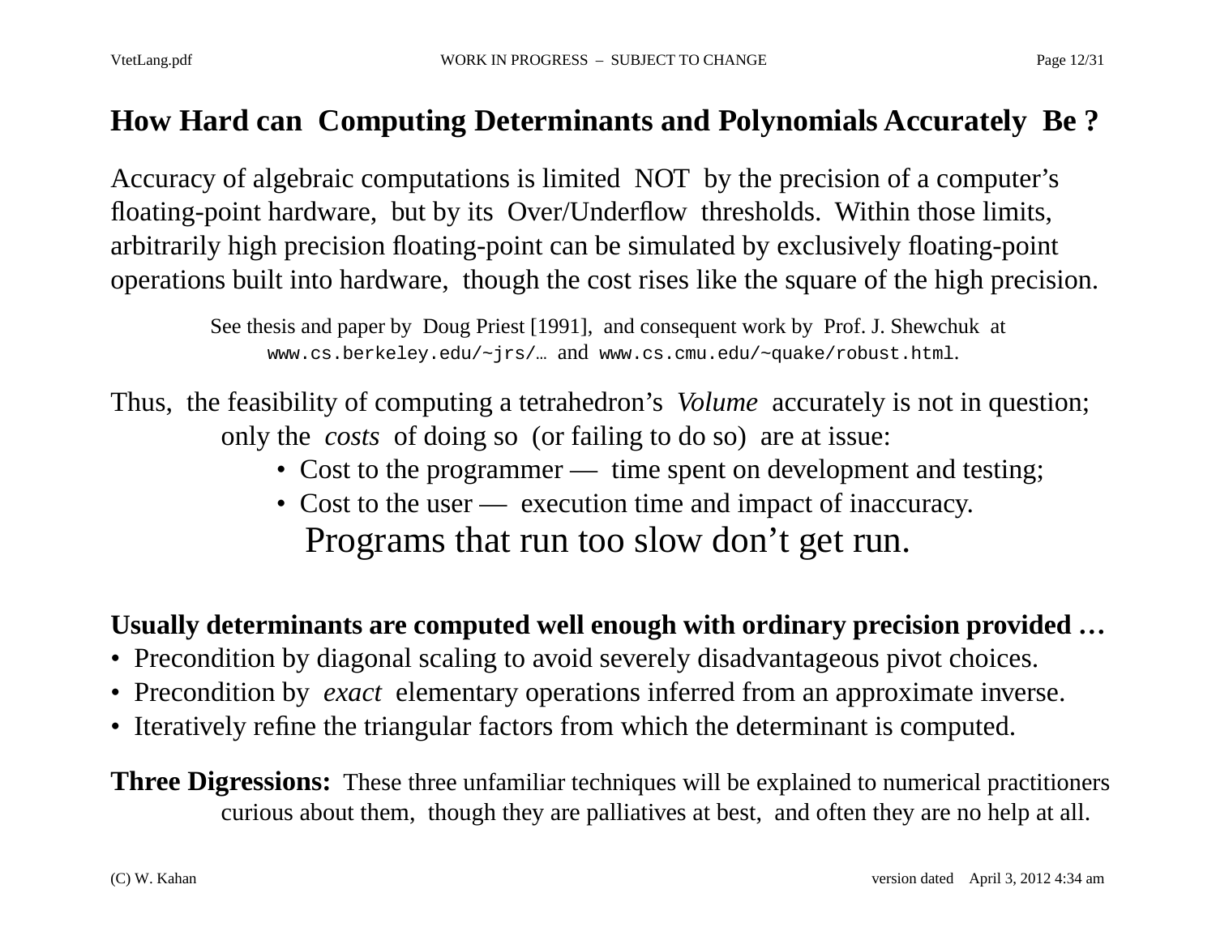# How Hard can Computing Determinants and Polynomials Accurately Be ?

Accuracy of algebraic computations is limited NOT by the precision of a computer's floating-point hardware, but by its Over/Underflow thresholds. Within those limits, arbitrarily high precision floating-point can be simulated by exclusively floating-point operations built into hardware, though the cost rises like the square of the high precision.

See thesis and paper by Doug Priest [1991], and consequent work by Prof. J. Shewchuk at `www.cs.berkeley.edu/~jrs/…` and `www.cs.cmu.edu/~quake/robust.html`.

Thus, the feasibility of computing a tetrahedron's *Volume* accurately is not in question; only the *costs* of doing so (or failing to do so) are at issue:

- Cost to the programmer — time spent on development and testing;
- Cost to the user — execution time and impact of inaccuracy.

Programs that run too slow don't get run.

**Usually determinants are computed well enough with ordinary precision provided …**

- Precondition by diagonal scaling to avoid severely disadvantageous pivot choices.
- Precondition by *exact* elementary operations inferred from an approximate inverse.
- Iteratively refine the triangular factors from which the determinant is computed.

**Three Digressions:** These three unfamiliar techniques will be explained to numerical practitioners curious about them, though they are palliatives at best, and often they are no help at all.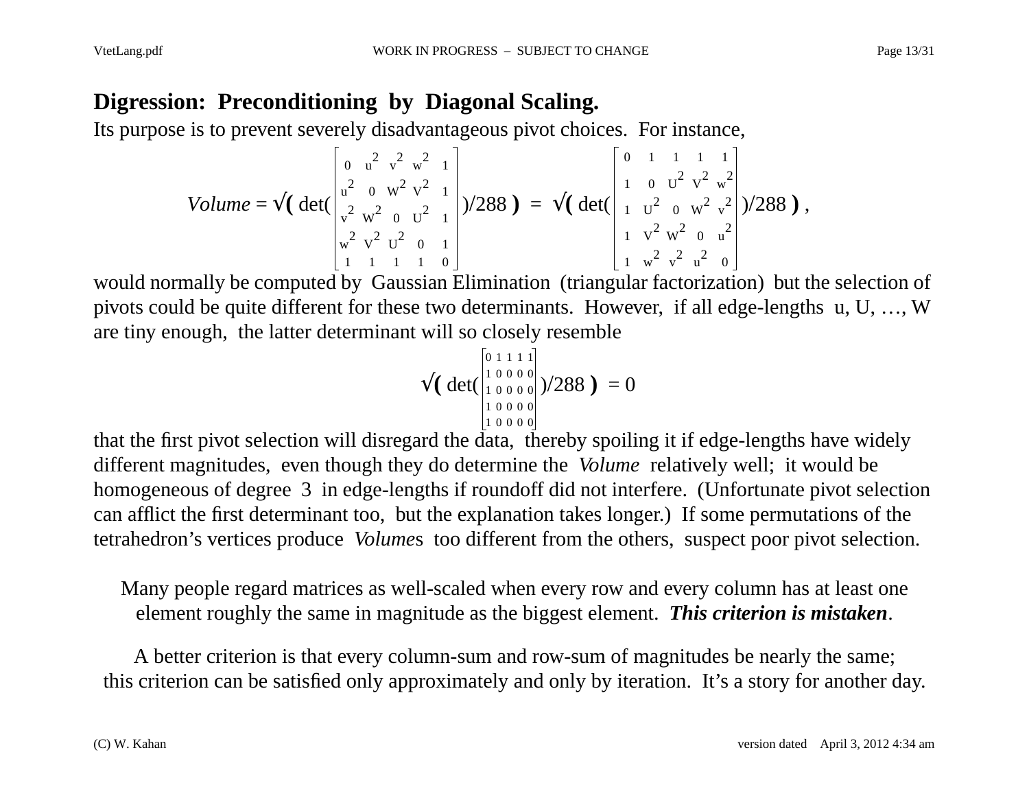## Digression: Preconditioning by Diagonal Scaling.

Its purpose is to prevent severely disadvantageous pivot choices. For instance,

$$Volume = \sqrt{\left( \det\begin{pmatrix} 0 & u^2 & v^2 & w^2 & 1 \\ u^2 & 0 & W^2 & V^2 & 1 \\ v^2 & W^2 & 0 & U^2 & 1 \\ w^2 & V^2 & U^2 & 0 & 1 \\ 1 & 1 & 1 & 1 & 0 \end{pmatrix}/288 \right)} = \sqrt{\left( \det\begin{pmatrix} 0 & 1 & 1 & 1 & 1 \\ 1 & 0 & U^2 & V^2 & w^2 \\ 1 & U^2 & 0 & W^2 & v^2 \\ 1 & V^2 & W^2 & 0 & u^2 \\ 1 & w^2 & v^2 & u^2 & 0 \end{pmatrix}/288 \right)} ,$$

would normally be computed by Gaussian Elimination (triangular factorization) but the selection of pivots could be quite different for these two determinants. However, if all edge-lengths u, U, …, W are tiny enough, the latter determinant will so closely resemble

$$\sqrt{\left( \det\begin{pmatrix} 0 & 1 & 1 & 1 & 1 \\ 1 & 0 & 0 & 0 & 0 \\ 1 & 0 & 0 & 0 & 0 \\ 1 & 0 & 0 & 0 & 0 \\ 1 & 0 & 0 & 0 & 0 \end{pmatrix}/288 \right)} = 0$$

that the first pivot selection will disregard the data, thereby spoiling it if edge-lengths have widely different magnitudes, even though they do determine the *Volume* relatively well; it would be homogeneous of degree 3 in edge-lengths if roundoff did not interfere. (Unfortunate pivot selection can afflict the first determinant too, but the explanation takes longer.) If some permutations of the tetrahedron's vertices produce *Volume*s too different from the others, suspect poor pivot selection.

Many people regard matrices as well-scaled when every row and every column has at least one element roughly the same in magnitude as the biggest element. ***This criterion is mistaken***.

A better criterion is that every column-sum and row-sum of magnitudes be nearly the same; this criterion can be satisfied only approximately and only by iteration. It's a story for another day.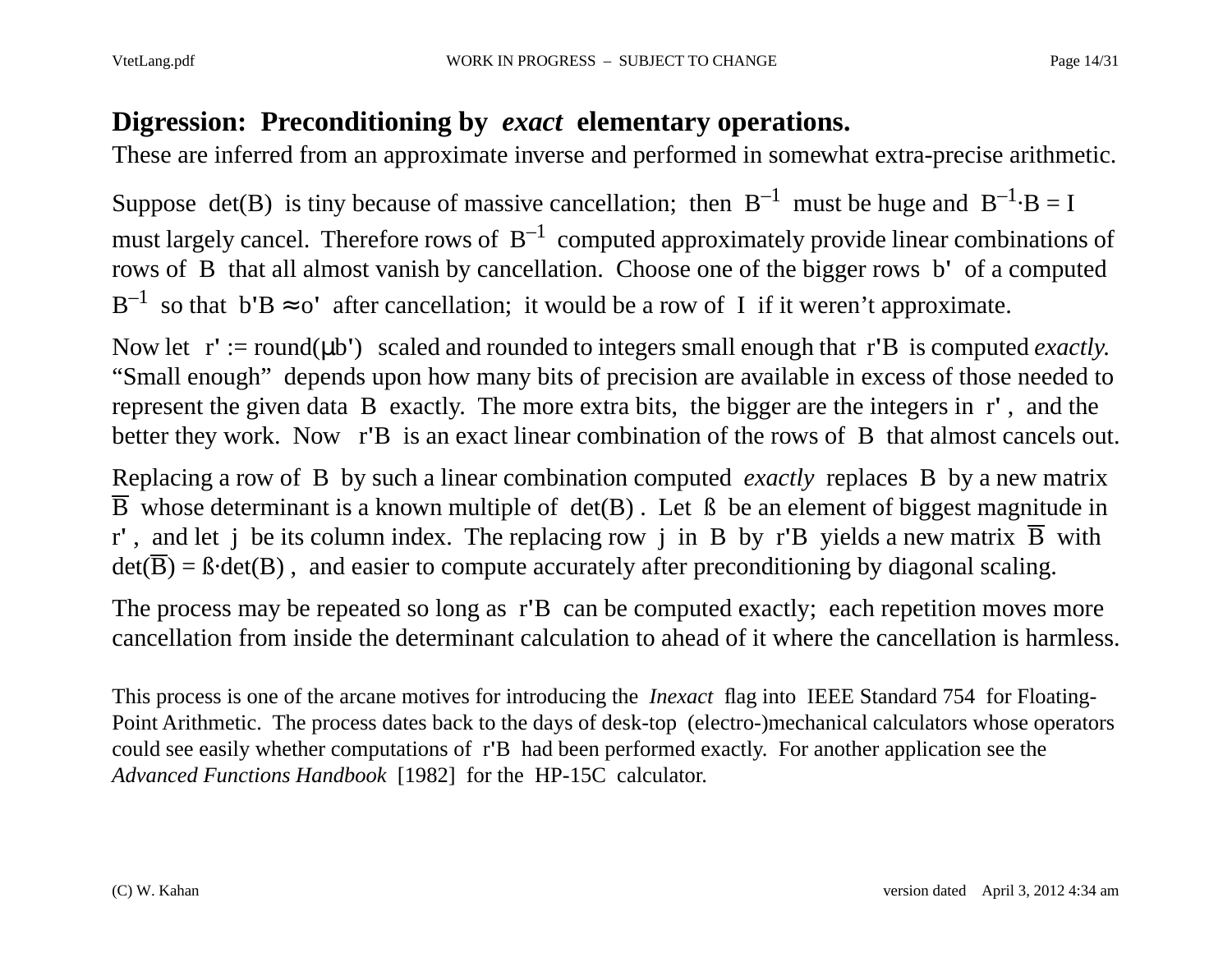## Digression: Preconditioning by *exact* elementary operations.

These are inferred from an approximate inverse and performed in somewhat extra-precise arithmetic.

Suppose $\det(B)$ is tiny because of massive cancellation; then $B^{-1}$ must be huge and $B^{-1} \cdot B = I$ must largely cancel. Therefore rows of $B^{-1}$ computed approximately provide linear combinations of rows of $B$ that all almost vanish by cancellation. Choose one of the bigger rows $b'$ of a computed $B^{-1}$ so that $b'B \approx o'$ after cancellation; it would be a row of $I$ if it weren't approximate.

Now let $r' := \text{round}(\mu b')$ scaled and rounded to integers small enough that $r'B$ is computed *exactly.* "Small enough" depends upon how many bits of precision are available in excess of those needed to represent the given data $B$ exactly. The more extra bits, the bigger are the integers in $r'$, and the better they work. Now $r'B$ is an exact linear combination of the rows of $B$ that almost cancels out.

Replacing a row of $B$ by such a linear combination computed *exactly* replaces $B$ by a new matrix $\overline{B}$ whose determinant is a known multiple of $\det(B)$. Let ß be an element of biggest magnitude in $r'$, and let $j$ be its column index. The replacing row $j$ in $B$ by $r'B$ yields a new matrix $\overline{B}$ with $\det(\overline{B}) = ß \cdot \det(B)$, and easier to compute accurately after preconditioning by diagonal scaling.

The process may be repeated so long as $r'B$ can be computed exactly; each repetition moves more cancellation from inside the determinant calculation to ahead of it where the cancellation is harmless.

This process is one of the arcane motives for introducing the *Inexact* flag into IEEE Standard 754 for Floating-Point Arithmetic. The process dates back to the days of desk-top (electro-)mechanical calculators whose operators could see easily whether computations of $r'B$ had been performed exactly. For another application see the *Advanced Functions Handbook* [1982] for the HP-15C calculator.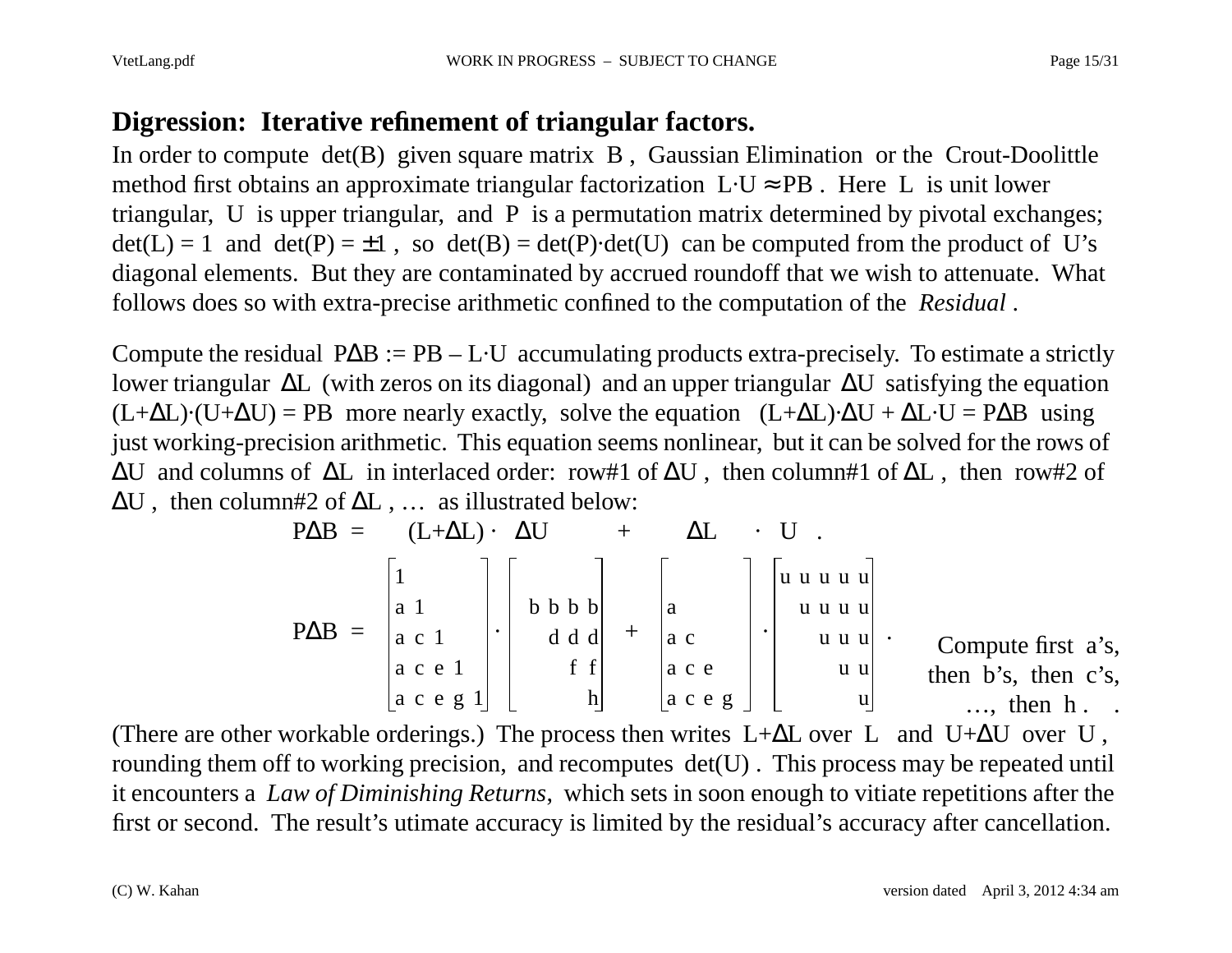## Digression: Iterative refinement of triangular factors.

In order to compute det(B) given square matrix B , Gaussian Elimination or the Crout-Doolittle method first obtains an approximate triangular factorization $L \cdot U \approx PB$ . Here L is unit lower triangular, U is upper triangular, and P is a permutation matrix determined by pivotal exchanges; $\det(L) = 1$ and $\det(P) = \pm 1$ , so $\det(B) = \det(P) \cdot \det(U)$ can be computed from the product of U's diagonal elements. But they are contaminated by accrued roundoff that we wish to attenuate. What follows does so with extra-precise arithmetic confined to the computation of the *Residual* .

Compute the residual $P\Delta B := PB - L \cdot U$ accumulating products extra-precisely. To estimate a strictly lower triangular $\Delta L$ (with zeros on its diagonal) and an upper triangular $\Delta U$ satisfying the equation $(L+\Delta L) \cdot (U+\Delta U) = PB$ more nearly exactly, solve the equation $(L+\Delta L) \cdot \Delta U + \Delta L \cdot U = P\Delta B$ using just working-precision arithmetic. This equation seems nonlinear, but it can be solved for the rows of $\Delta U$ and columns of $\Delta L$ in interlaced order: row#1 of $\Delta U$ , then column#1 of $\Delta L$ , then row#2 of $\Delta U$ , then column#2 of $\Delta L$ , … as illustrated below:

$$P\Delta B = (L+\Delta L) \cdot \Delta U + \Delta L \cdot U .$$

$$P\Delta B = \begin{bmatrix} 1 & & & & \\ a & 1 & & & \\ a & c & 1 & & \\ a & c & e & 1 & \\ a & c & e & g & 1 \end{bmatrix} \cdot \begin{bmatrix} & & & & \\ & b & b & b & b \\ & & d & d & d \\ & & & f & f \\ & & & & h \end{bmatrix} + \begin{bmatrix} & & & & \\ a & & & & \\ a & c & & & \\ a & c & e & & \\ a & c & e & g & \end{bmatrix} \cdot \begin{bmatrix} u & u & u & u & u \\ & u & u & u & u \\ & & u & u & u \\ & & & u & u \\ & & & & u \end{bmatrix} .$$

Compute first a's, then b's, then c's, …, then h .

(There are other workable orderings.) The process then writes $L+\Delta L$ over L and $U+\Delta U$ over U , rounding them off to working precision, and recomputes det(U) . This process may be repeated until it encounters a *Law of Diminishing Returns*, which sets in soon enough to vitiate repetitions after the first or second. The result's utimate accuracy is limited by the residual's accuracy after cancellation.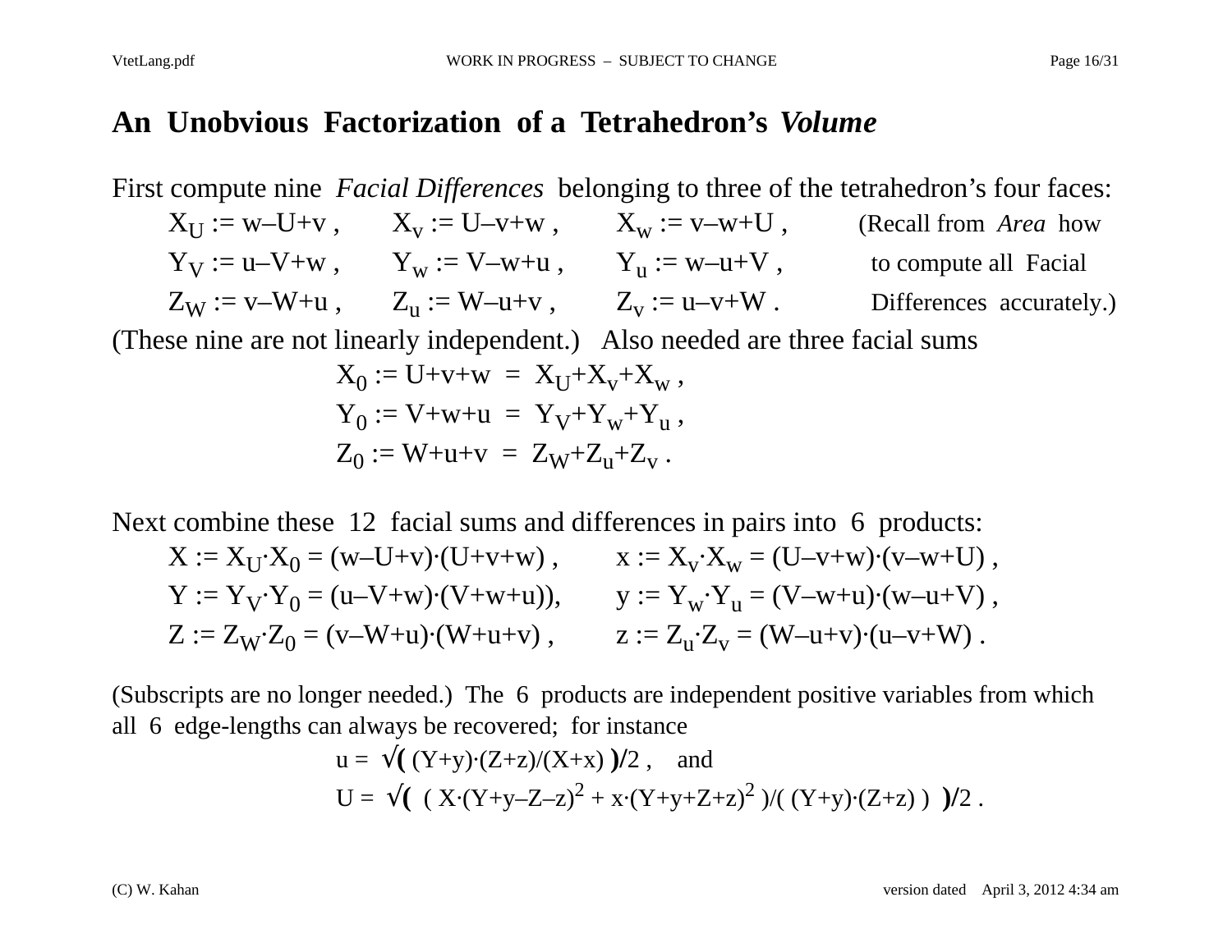# An Unobvious Factorization of a Tetrahedron's *Volume*

First compute nine *Facial Differences* belonging to three of the tetrahedron's four faces:

$X_U := w–U+v$ , $X_v := U–v+w$ , $X_w := v–w+U$ , (Recall from *Area* how
$Y_V := u–V+w$ , $Y_w := V–w+u$ , $Y_u := w–u+V$ , to compute all Facial
$Z_W := v–W+u$ , $Z_u := W–u+v$ , $Z_v := u–v+W$ . Differences accurately.)

(These nine are not linearly independent.) Also needed are three facial sums

$$X_0 := U+v+w = X_U+X_v+X_w ,$$
$$Y_0 := V+w+u = Y_V+Y_w+Y_u ,$$
$$Z_0 := W+u+v = Z_W+Z_u+Z_v .$$

Next combine these 12 facial sums and differences in pairs into 6 products:

$X := X_U·X_0 = (w–U+v)·(U+v+w)$ , $x := X_v·X_w = (U–v+w)·(v–w+U)$ ,
$Y := Y_V·Y_0 = (u–V+w)·(V+w+u))$, $y := Y_w·Y_u = (V–w+u)·(w–u+V)$ ,
$Z := Z_W·Z_0 = (v–W+u)·(W+u+v)$ , $z := Z_u·Z_v = (W–u+v)·(u–v+W)$ .

(Subscripts are no longer needed.) The 6 products are independent positive variables from which all 6 edge-lengths can always be recovered; for instance

$$u = \sqrt{(Y+y)·(Z+z)/(X+x)}/2 , \quad \text{and}$$
$$U = \sqrt{( X·(Y+y–Z–z)^2 + x·(Y+y+Z+z)^2 )/( (Y+y)·(Z+z) )}/2 .$$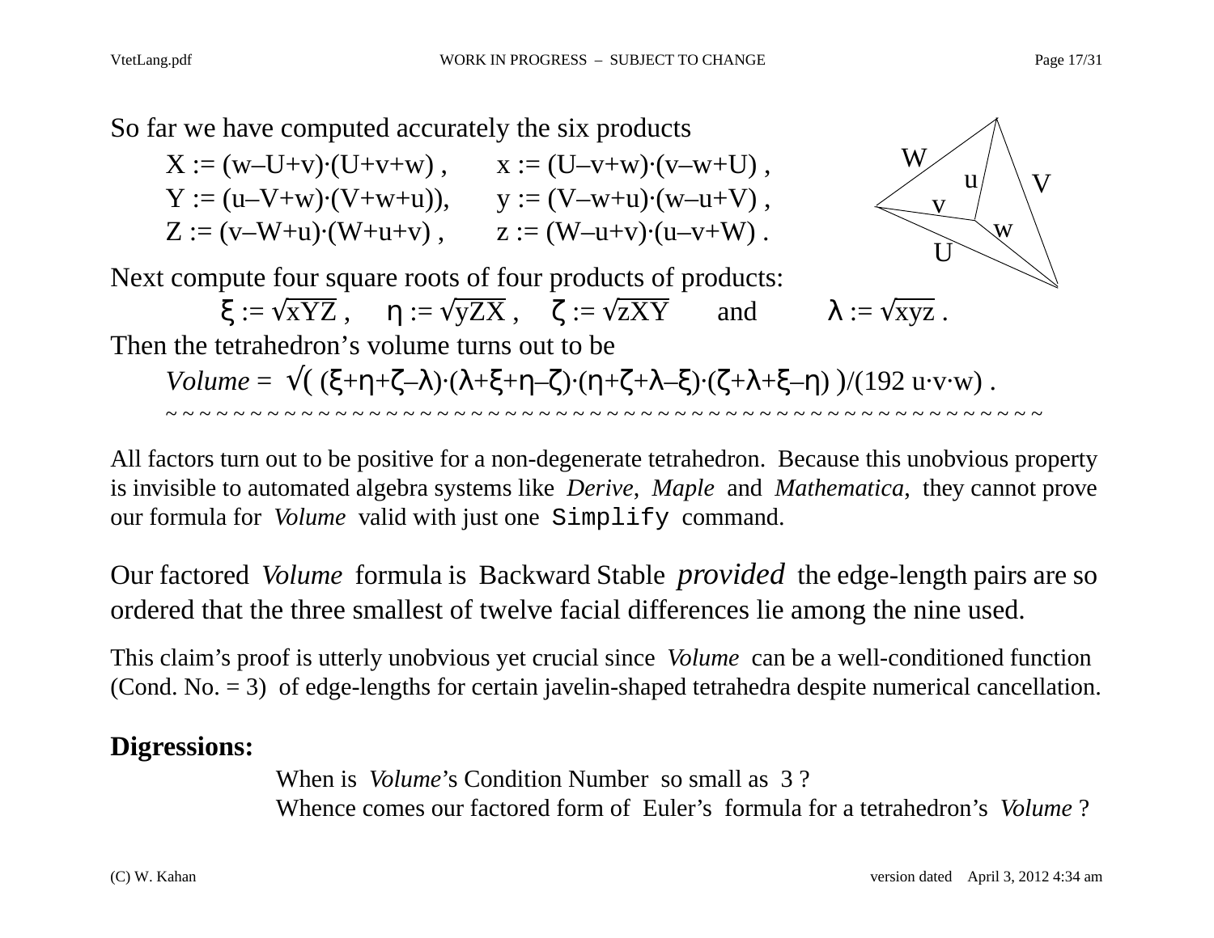So far we have computed accurately the six products

$$X := (w-U+v)\cdot(U+v+w)\,, \qquad x := (U-v+w)\cdot(v-w+U)\,,$$
$$Y := (u-V+w)\cdot(V+w+u)), \qquad y := (V-w+u)\cdot(w-u+V)\,,$$
$$Z := (v-W+u)\cdot(W+u+v)\,, \qquad z := (W-u+v)\cdot(u-v+W)\,.$$

Next compute four square roots of four products of products:

$$\xi := \sqrt{xYZ}\,, \quad \eta := \sqrt{yZX}\,, \quad \zeta := \sqrt{zXY} \quad \text{and} \quad \lambda := \sqrt{xyz}\,.$$

Then the tetrahedron's volume turns out to be

$$\mathit{Volume} = \sqrt{(\,(\xi+\eta+\zeta-\lambda)\cdot(\lambda+\xi+\eta-\zeta)\cdot(\eta+\zeta+\lambda-\xi)\cdot(\zeta+\lambda+\xi-\eta)\,)}/(192\,u\cdot v\cdot w)\,.$$

~ ~ ~ ~ ~ ~ ~ ~ ~ ~ ~ ~ ~ ~ ~ ~ ~ ~ ~ ~ ~ ~ ~ ~ ~ ~ ~ ~ ~ ~ ~ ~ ~ ~ ~ ~ ~ ~ ~ ~ ~ ~ ~ ~ ~ ~ ~ ~ ~ ~ ~ ~ ~ ~ ~ ~ ~ ~ ~ ~

All factors turn out to be positive for a non-degenerate tetrahedron. Because this unobvious property is invisible to automated algebra systems like *Derive*, *Maple* and *Mathematica*, they cannot prove our formula for *Volume* valid with just one `Simplify` command.

Our factored *Volume* formula is Backward Stable *provided* the edge-length pairs are so ordered that the three smallest of twelve facial differences lie among the nine used.

This claim's proof is utterly unobvious yet crucial since *Volume* can be a well-conditioned function (Cond. No. = 3) of edge-lengths for certain javelin-shaped tetrahedra despite numerical cancellation.

**Digressions:**

When is *Volume*'s Condition Number so small as 3 ?
Whence comes our factored form of Euler's formula for a tetrahedron's *Volume* ?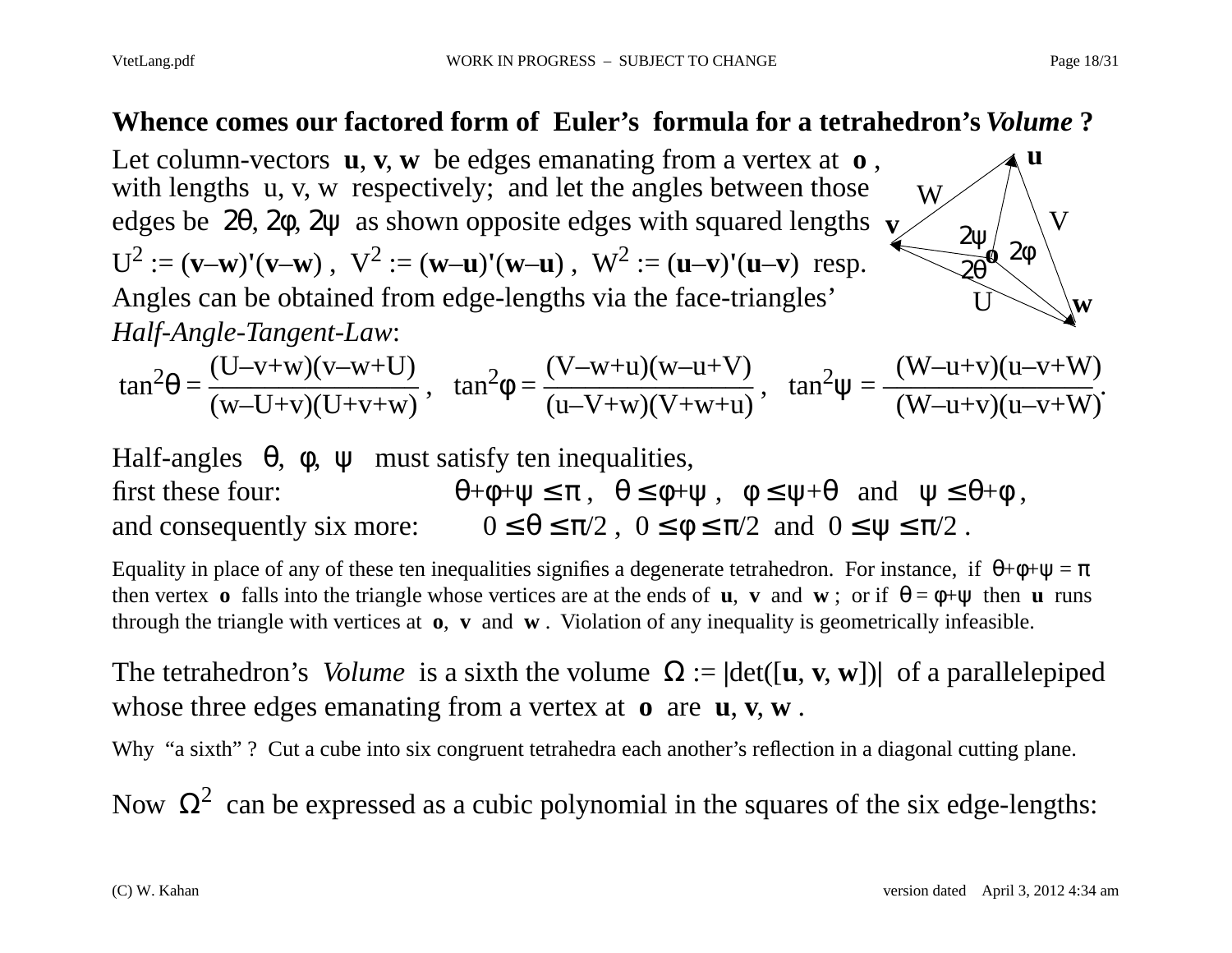## Whence comes our factored form of Euler’s formula for a tetrahedron’s *Volume* ?

Let column-vectors **u**, **v**, **w** be edges emanating from a vertex at **o** , with lengths u, v, w respectively; and let the angles between those edges be $2\theta$, $2\phi$, $2\psi$ as shown opposite edges with squared lengths $U^2 := (\mathbf{v}-\mathbf{w})'(\mathbf{v}-\mathbf{w})$ , $V^2 := (\mathbf{w}-\mathbf{u})'(\mathbf{w}-\mathbf{u})$ , $W^2 := (\mathbf{u}-\mathbf{v})'(\mathbf{u}-\mathbf{v})$ resp. Angles can be obtained from edge-lengths via the face-triangles’ *Half-Angle-Tangent-Law*:

$$\tan^2\theta = \frac{(U-v+w)(v-w+U)}{(w-U+v)(U+v+w)}\ , \quad \tan^2\phi = \frac{(V-w+u)(w-u+V)}{(u-V+w)(V+w+u)}\ , \quad \tan^2\psi = \frac{(W-u+v)(u-v+W)}{(W-u+v)(u-v+W)}.$$

Half-angles $\theta$, $\phi$, $\psi$ must satisfy ten inequalities,
first these four: $\theta+\phi+\psi \le \pi$ , $\theta \le \phi+\psi$ , $\phi \le \psi+\theta$ and $\psi \le \theta+\phi$ ,
and consequently six more: $0 \le \theta \le \pi/2$ , $0 \le \phi \le \pi/2$ and $0 \le \psi \le \pi/2$ .

Equality in place of any of these ten inequalities signifies a degenerate tetrahedron. For instance, if $\theta+\phi+\psi = \pi$ then vertex **o** falls into the triangle whose vertices are at the ends of **u**, **v** and **w** ; or if $\theta = \phi+\psi$ then **u** runs through the triangle with vertices at **o**, **v** and **w** . Violation of any inequality is geometrically infeasible.

The tetrahedron’s *Volume* is a sixth the volume $\Omega := |\det([\mathbf{u}, \mathbf{v}, \mathbf{w}])|$ of a parallelepiped whose three edges emanating from a vertex at **o** are **u**, **v**, **w** .

Why “a sixth” ? Cut a cube into six congruent tetrahedra each another’s reflection in a diagonal cutting plane.

Now $\Omega^2$ can be expressed as a cubic polynomial in the squares of the six edge-lengths: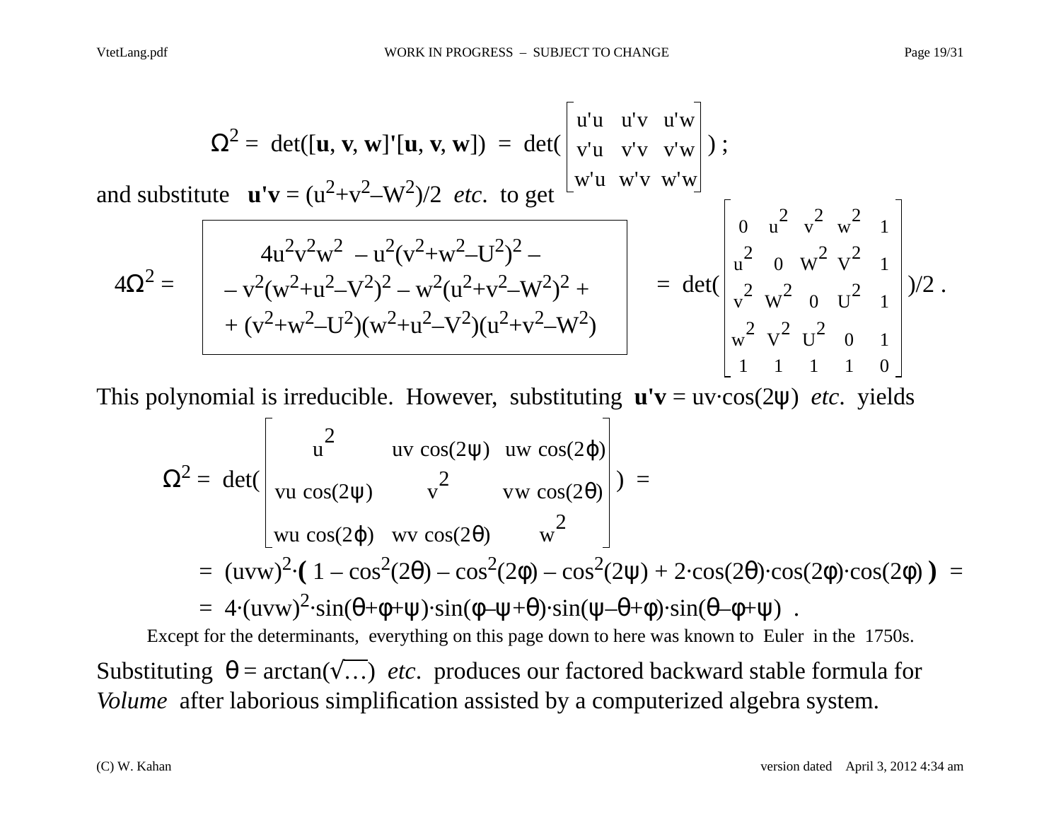$$\Omega^2 = \det([\mathbf{u}, \mathbf{v}, \mathbf{w}]'[\mathbf{u}, \mathbf{v}, \mathbf{w}]) = \det\left(\begin{bmatrix} u'u & u'v & u'w \\ v'u & v'v & v'w \\ w'u & w'v & w'w \end{bmatrix}\right) ;$$

and substitute $\mathbf{u'v} = (u^2+v^2-W^2)/2$ *etc.* to get

$$4\Omega^2 = \boxed{\begin{array}{c} 4u^2v^2w^2 - u^2(v^2+w^2-U^2)^2 - \\ - v^2(w^2+u^2-V^2)^2 - w^2(u^2+v^2-W^2)^2 + \\ + (v^2+w^2-U^2)(w^2+u^2-V^2)(u^2+v^2-W^2) \end{array}} = \det\left(\begin{bmatrix} 0 & u^2 & v^2 & w^2 & 1 \\ u^2 & 0 & W^2 & V^2 & 1 \\ v^2 & W^2 & 0 & U^2 & 1 \\ w^2 & V^2 & U^2 & 0 & 1 \\ 1 & 1 & 1 & 1 & 0 \end{bmatrix}\right)/2 .$$

This polynomial is irreducible. However, substituting $\mathbf{u'v} = uv\cdot\cos(2\psi)$ *etc.* yields

$$\Omega^2 = \det\left(\begin{bmatrix} u^2 & uv\cos(2\psi) & uw\cos(2\varphi) \\ vu\cos(2\psi) & v^2 & vw\cos(2\theta) \\ wu\cos(2\varphi) & wv\cos(2\theta) & w^2 \end{bmatrix}\right) =$$

$$= (uvw)^2\cdot\left(1 - \cos^2(2\theta) - \cos^2(2\varphi) - \cos^2(2\psi) + 2\cdot\cos(2\theta)\cdot\cos(2\varphi)\cdot\cos(2\varphi)\right) =$$

$$= 4\cdot(uvw)^2\cdot\sin(\theta+\varphi+\psi)\cdot\sin(\varphi-\psi+\theta)\cdot\sin(\psi-\theta+\varphi)\cdot\sin(\theta-\varphi+\psi) .$$

Except for the determinants, everything on this page down to here was known to Euler in the 1750s.

Substituting $\theta = \arctan(\sqrt{\dots})$ *etc.* produces our factored backward stable formula for *Volume* after laborious simplification assisted by a computerized algebra system.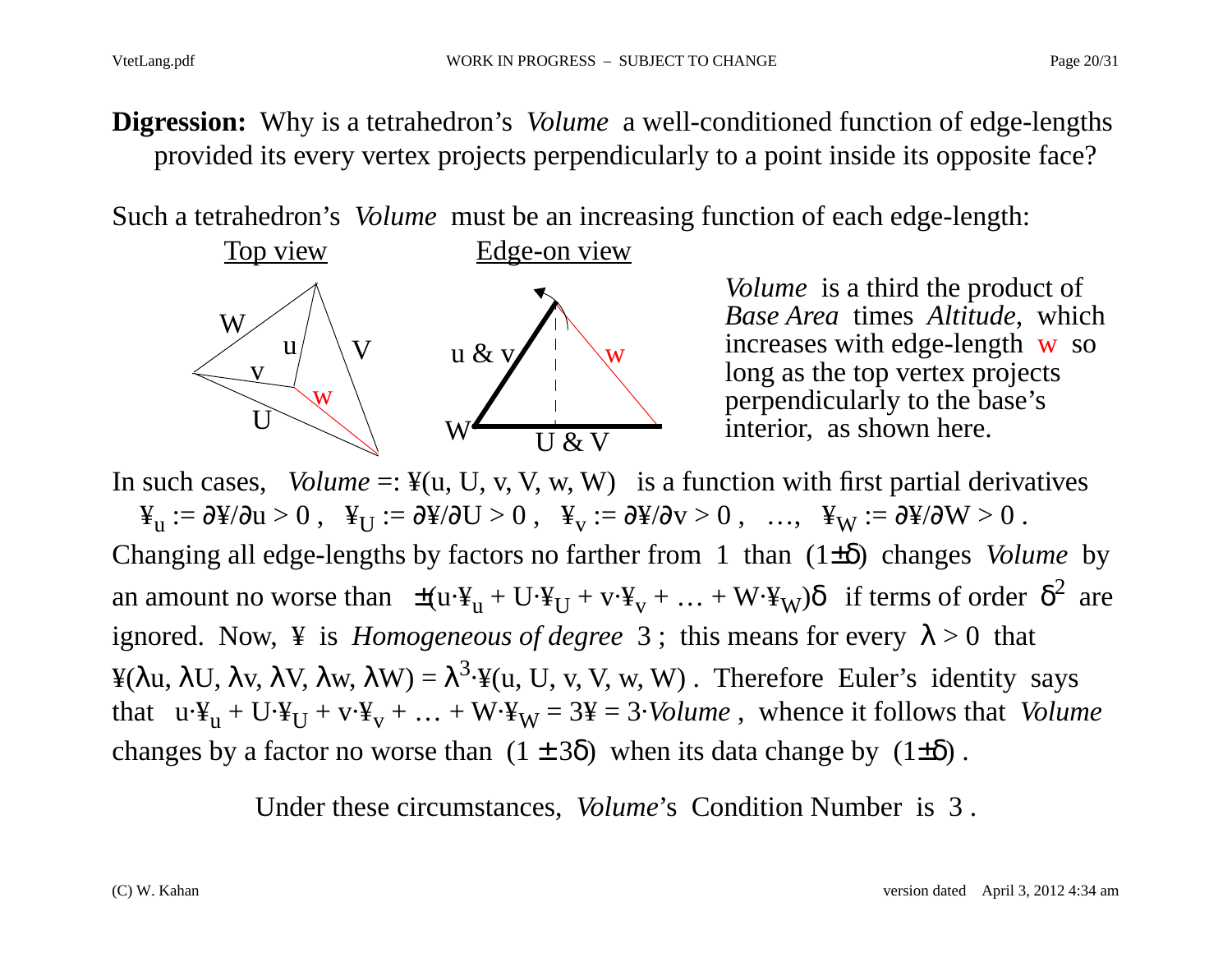**Digression:** Why is a tetrahedron's *Volume* a well-conditioned function of edge-lengths provided its every vertex projects perpendicularly to a point inside its opposite face?

Such a tetrahedron's *Volume* must be an increasing function of each edge-length:

Top view — Edge-on view

*Volume* is a third the product of *Base Area* times *Altitude*, which increases with edge-length w so long as the top vertex projects perpendicularly to the base's interior, as shown here.

In such cases, *Volume* =: ¥(u, U, v, V, w, W) is a function with first partial derivatives

$¥_u := ∂¥/∂u > 0$ , $¥_U := ∂¥/∂U > 0$ , $¥_v := ∂¥/∂v > 0$ , …, $¥_W := ∂¥/∂W > 0$ .

Changing all edge-lengths by factors no farther from 1 than $(1±δ)$ changes *Volume* by an amount no worse than $±(u·¥_u + U·¥_U + v·¥_v + … + W·¥_W)δ$ if terms of order $δ^2$ are ignored. Now, ¥ is *Homogeneous of degree* 3 ; this means for every $λ > 0$ that $¥(λu, λU, λv, λV, λw, λW) = λ^3·¥(u, U, v, V, w, W)$ . Therefore Euler's identity says that $u·¥_u + U·¥_U + v·¥_v + … + W·¥_W = 3¥ = 3·$*Volume* , whence it follows that *Volume* changes by a factor no worse than $(1 ± 3δ)$ when its data change by $(1±δ)$ .

Under these circumstances, *Volume*'s Condition Number is 3 .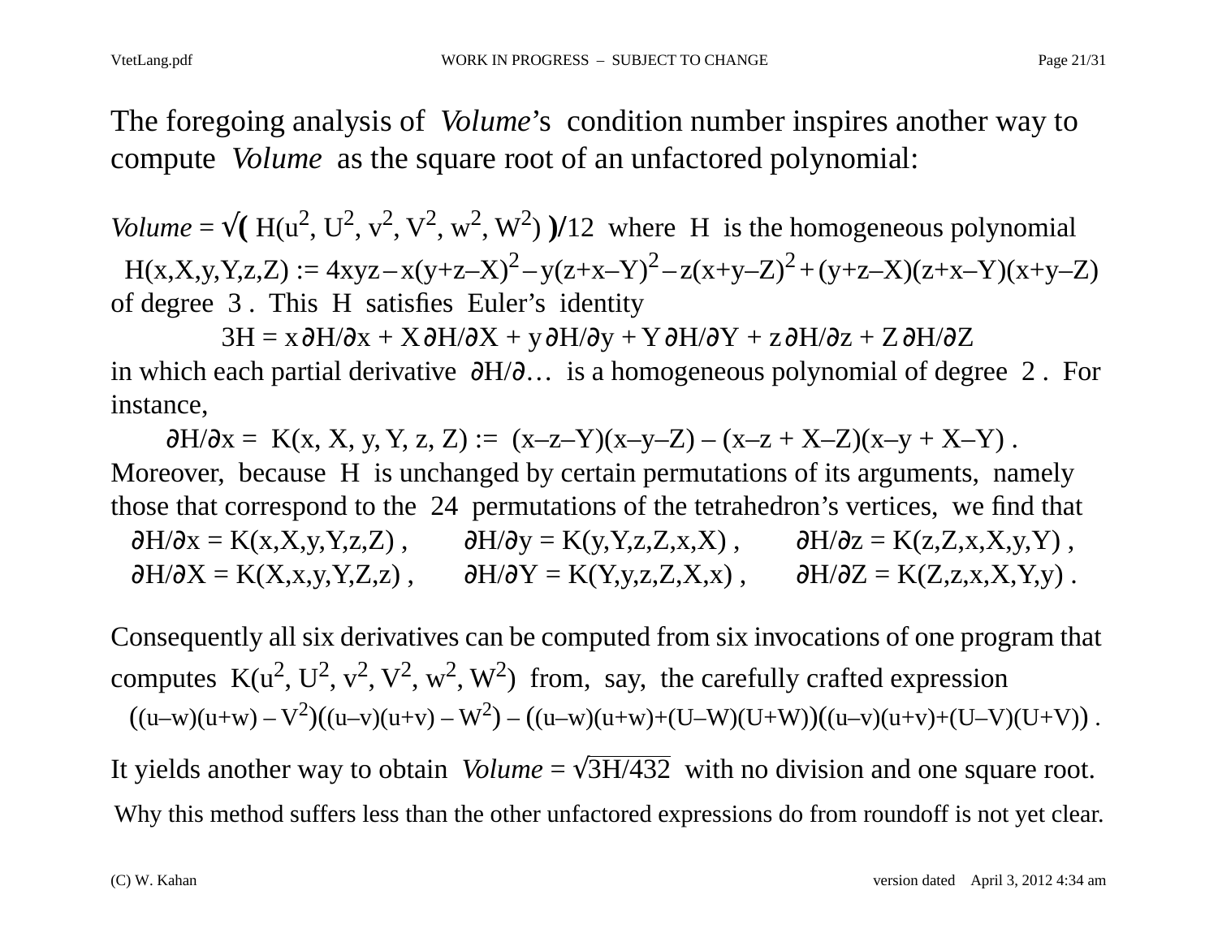The foregoing analysis of *Volume*'s condition number inspires another way to compute *Volume* as the square root of an unfactored polynomial:

*Volume* = $\sqrt{\left( H(u^2, U^2, v^2, V^2, w^2, W^2) \right)}/12$ where $H$ is the homogeneous polynomial

$$H(x,X,y,Y,z,Z) := 4xyz - x(y+z-X)^2 - y(z+x-Y)^2 - z(x+y-Z)^2 + (y+z-X)(z+x-Y)(x+y-Z)$$

of degree 3 . This $H$ satisfies Euler's identity

$$3H = x\,\partial H/\partial x + X\,\partial H/\partial X + y\,\partial H/\partial y + Y\,\partial H/\partial Y + z\,\partial H/\partial z + Z\,\partial H/\partial Z$$

in which each partial derivative $\partial H/\partial\ldots$ is a homogeneous polynomial of degree 2 . For instance,

$$\partial H/\partial x = K(x, X, y, Y, z, Z) := (x-z-Y)(x-y-Z) - (x-z + X-Z)(x-y + X-Y) .$$

Moreover, because $H$ is unchanged by certain permutations of its arguments, namely those that correspond to the 24 permutations of the tetrahedron's vertices, we find that

$$\partial H/\partial x = K(x,X,y,Y,z,Z) , \quad \partial H/\partial y = K(y,Y,z,Z,x,X) , \quad \partial H/\partial z = K(z,Z,x,X,y,Y) ,$$

$$\partial H/\partial X = K(X,x,y,Y,Z,z) , \quad \partial H/\partial Y = K(Y,y,z,Z,X,x) , \quad \partial H/\partial Z = K(Z,z,x,X,Y,y) .$$

Consequently all six derivatives can be computed from six invocations of one program that computes $K(u^2, U^2, v^2, V^2, w^2, W^2)$ from, say, the carefully crafted expression

$$\big((u-w)(u+w) - V^2\big)\big((u-v)(u+v) - W^2\big) - \big((u-w)(u+w)+(U-W)(U+W)\big)\big((u-v)(u+v)+(U-V)(U+V)\big) .$$

It yields another way to obtain *Volume* = $\sqrt{3H/432}$ with no division and one square root.

Why this method suffers less than the other unfactored expressions do from roundoff is not yet clear.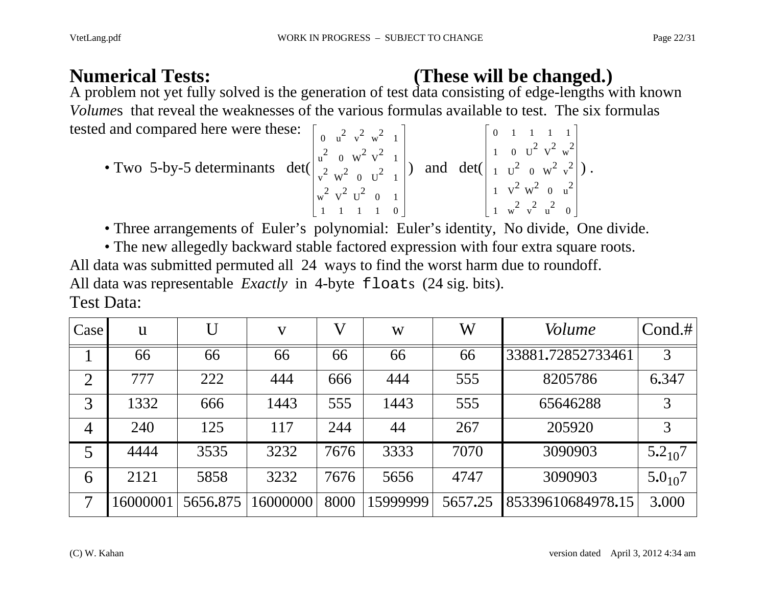# Numerical Tests: (These will be changed.)

A problem not yet fully solved is the generation of test data consisting of edge-lengths with known *Volume*s that reveal the weaknesses of the various formulas available to test. The six formulas tested and compared here were these:

- Two 5-by-5 determinants $\det\left(\begin{bmatrix} 0 & u^2 & v^2 & w^2 & 1 \\ u^2 & 0 & W^2 & V^2 & 1 \\ v^2 & W^2 & 0 & U^2 & 1 \\ w^2 & V^2 & U^2 & 0 & 1 \\ 1 & 1 & 1 & 1 & 0 \end{bmatrix}\right)$ and $\det\left(\begin{bmatrix} 0 & 1 & 1 & 1 & 1 \\ 1 & 0 & U^2 & V^2 & w^2 \\ 1 & U^2 & 0 & W^2 & v^2 \\ 1 & V^2 & W^2 & 0 & u^2 \\ 1 & w^2 & v^2 & u^2 & 0 \end{bmatrix}\right)$ .
- Three arrangements of Euler's polynomial: Euler's identity, No divide, One divide.
- The new allegedly backward stable factored expression with four extra square roots.

All data was submitted permuted all 24 ways to find the worst harm due to roundoff.
All data was representable *Exactly* in 4-byte `float`s (24 sig. bits).

Test Data:

| Case | u | U | v | V | w | W | *Volume* | Cond.# |
|---|---|---|---|---|---|---|---|---|
| 1 | 66 | 66 | 66 | 66 | 66 | 66 | 33881.72852733461 | 3 |
| 2 | 777 | 222 | 444 | 666 | 444 | 555 | 8205786 | 6.347 |
| 3 | 1332 | 666 | 1443 | 555 | 1443 | 555 | 65646288 | 3 |
| 4 | 240 | 125 | 117 | 244 | 44 | 267 | 205920 | 3 |
| 5 | 4444 | 3535 | 3232 | 7676 | 3333 | 7070 | 3090903 | $5.2_{10}7$ |
| 6 | 2121 | 5858 | 3232 | 7676 | 5656 | 4747 | 3090903 | $5.0_{10}7$ |
| 7 | 16000001 | 5656.875 | 16000000 | 8000 | 15999999 | 5657.25 | 85339610684978.15 | 3.000 |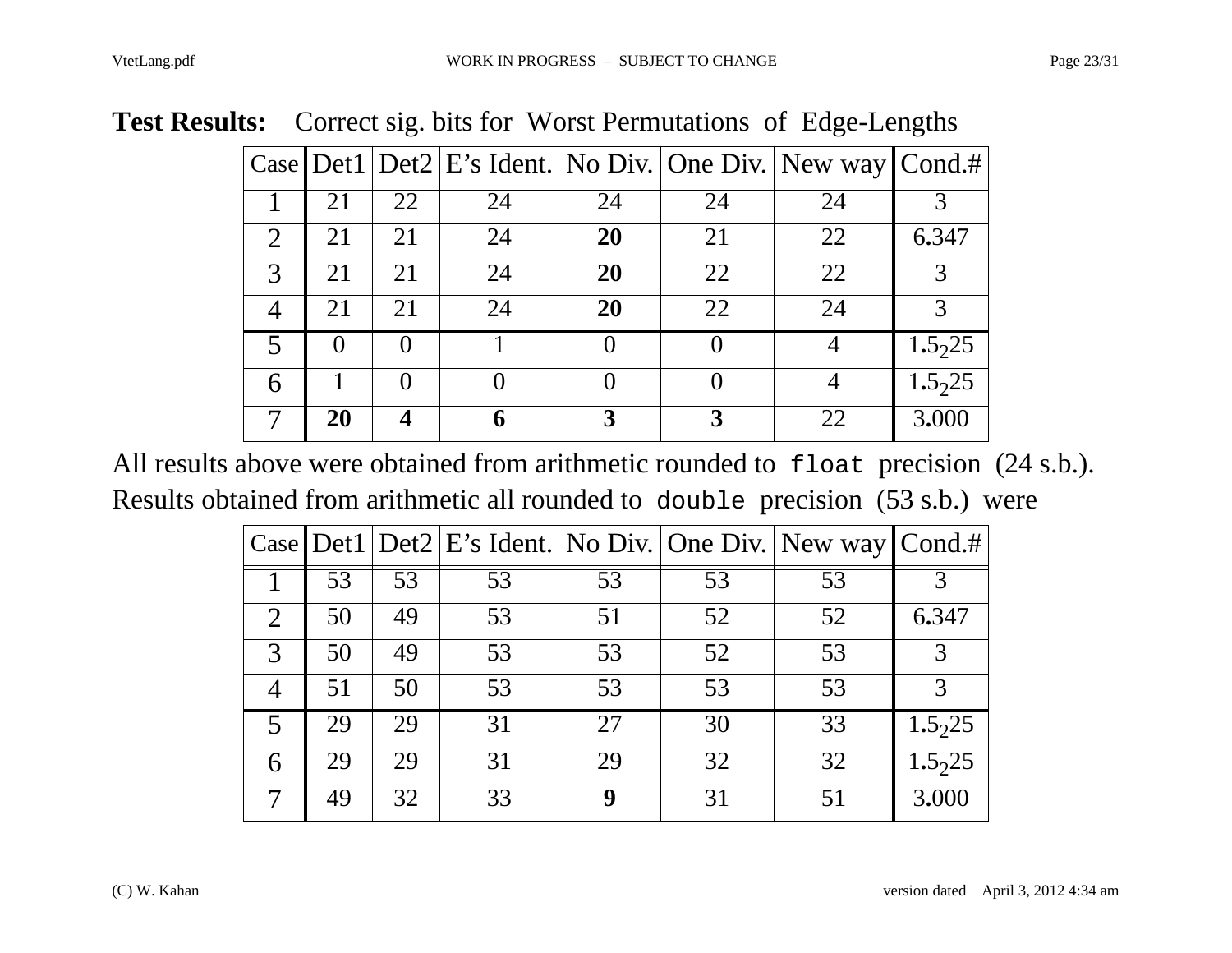**Test Results:** Correct sig. bits for Worst Permutations of Edge-Lengths

| Case | Det1 | Det2 | E’s Ident. | No Div. | One Div. | New way | Cond.# |
|---|---|---|---|---|---|---|---|
| 1 | 21 | 22 | 24 | 24 | 24 | 24 | 3 |
| 2 | 21 | 21 | 24 | **20** | 21 | 22 | 6.347 |
| 3 | 21 | 21 | 24 | **20** | 22 | 22 | 3 |
| 4 | 21 | 21 | 24 | **20** | 22 | 24 | 3 |
| 5 | 0 | 0 | 1 | 0 | 0 | 4 | $1.5_2 25$ |
| 6 | 1 | 0 | 0 | 0 | 0 | 4 | $1.5_2 25$ |
| 7 | **20** | **4** | **6** | **3** | **3** | 22 | 3.000 |

All results above were obtained from arithmetic rounded to `float` precision (24 s.b.).
Results obtained from arithmetic all rounded to `double` precision (53 s.b.) were

| Case | Det1 | Det2 | E’s Ident. | No Div. | One Div. | New way | Cond.# |
|---|---|---|---|---|---|---|---|
| 1 | 53 | 53 | 53 | 53 | 53 | 53 | 3 |
| 2 | 50 | 49 | 53 | 51 | 52 | 52 | 6.347 |
| 3 | 50 | 49 | 53 | 53 | 52 | 53 | 3 |
| 4 | 51 | 50 | 53 | 53 | 53 | 53 | 3 |
| 5 | 29 | 29 | 31 | 27 | 30 | 33 | $1.5_2 25$ |
| 6 | 29 | 29 | 31 | 29 | 32 | 32 | $1.5_2 25$ |
| 7 | 49 | 32 | 33 | **9** | 31 | 51 | 3.000 |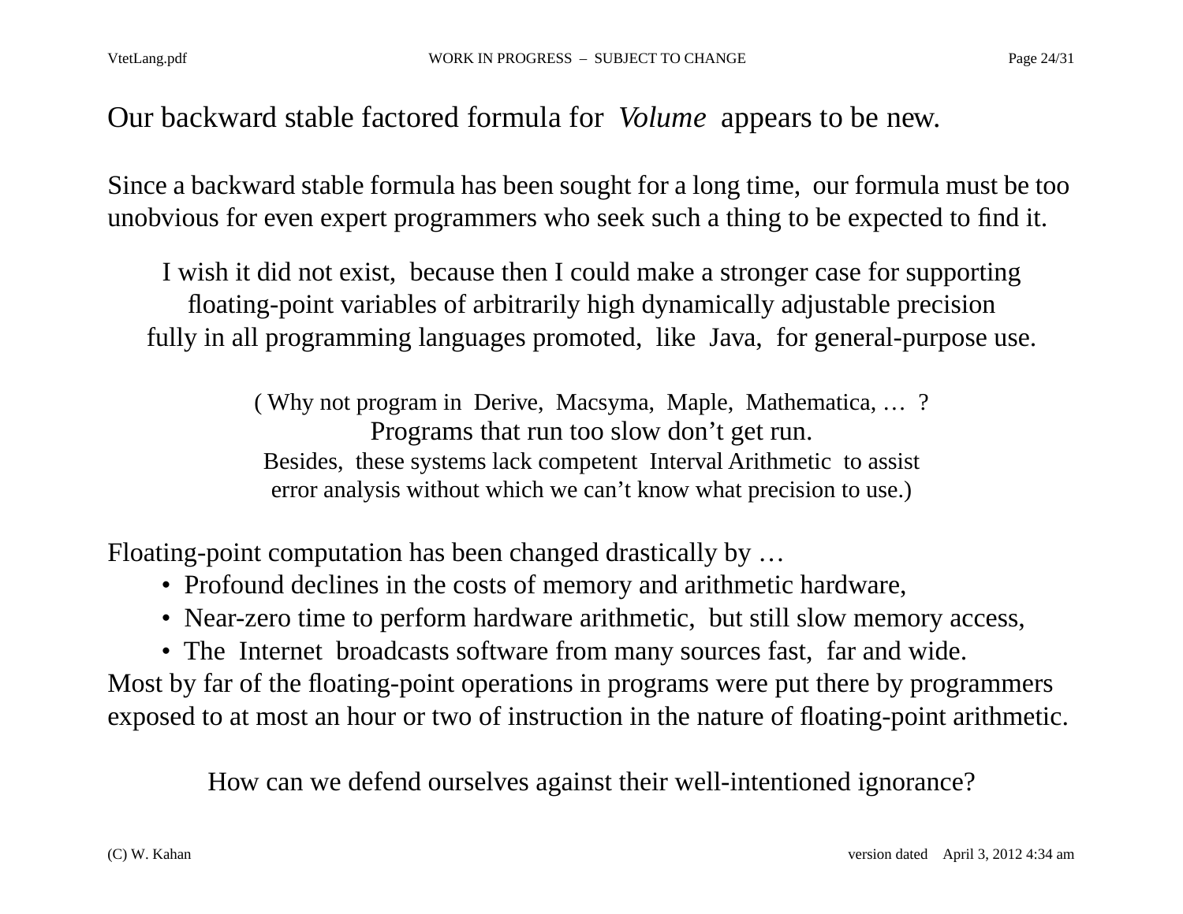# Our backward stable factored formula for *Volume* appears to be new.

Since a backward stable formula has been sought for a long time, our formula must be too unobvious for even expert programmers who seek such a thing to be expected to find it.

I wish it did not exist, because then I could make a stronger case for supporting floating-point variables of arbitrarily high dynamically adjustable precision fully in all programming languages promoted, like Java, for general-purpose use.

( Why not program in Derive, Macsyma, Maple, Mathematica, … ?
Programs that run too slow don't get run.
Besides, these systems lack competent Interval Arithmetic to assist error analysis without which we can't know what precision to use.)

Floating-point computation has been changed drastically by …

- Profound declines in the costs of memory and arithmetic hardware,
- Near-zero time to perform hardware arithmetic, but still slow memory access,
- The Internet broadcasts software from many sources fast, far and wide.

Most by far of the floating-point operations in programs were put there by programmers exposed to at most an hour or two of instruction in the nature of floating-point arithmetic.

How can we defend ourselves against their well-intentioned ignorance?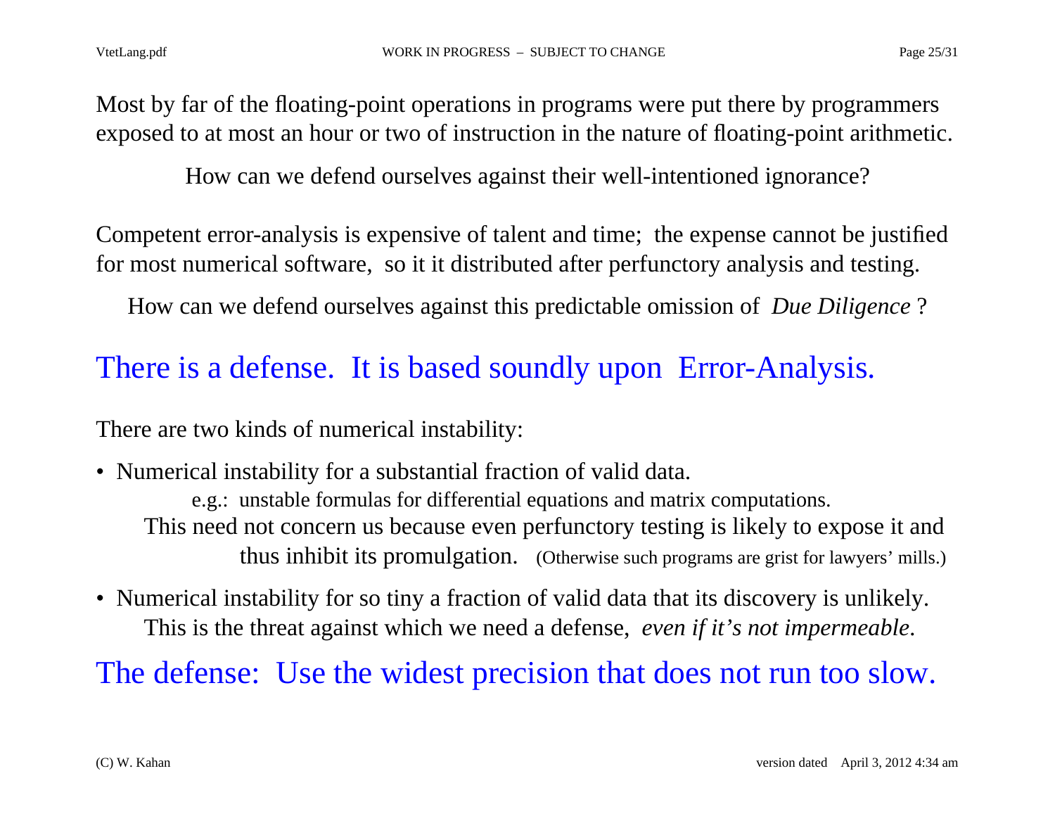Most by far of the floating-point operations in programs were put there by programmers exposed to at most an hour or two of instruction in the nature of floating-point arithmetic.

How can we defend ourselves against their well-intentioned ignorance?

Competent error-analysis is expensive of talent and time; the expense cannot be justified for most numerical software, so it it distributed after perfunctory analysis and testing.

How can we defend ourselves against this predictable omission of *Due Diligence* ?

## There is a defense. It is based soundly upon Error-Analysis.

There are two kinds of numerical instability:

- Numerical instability for a substantial fraction of valid data.

  e.g.: unstable formulas for differential equations and matrix computations.

  This need not concern us because even perfunctory testing is likely to expose it and thus inhibit its promulgation. (Otherwise such programs are grist for lawyers' mills.)

- Numerical instability for so tiny a fraction of valid data that its discovery is unlikely.

  This is the threat against which we need a defense, *even if it's not impermeable*.

## The defense: Use the widest precision that does not run too slow.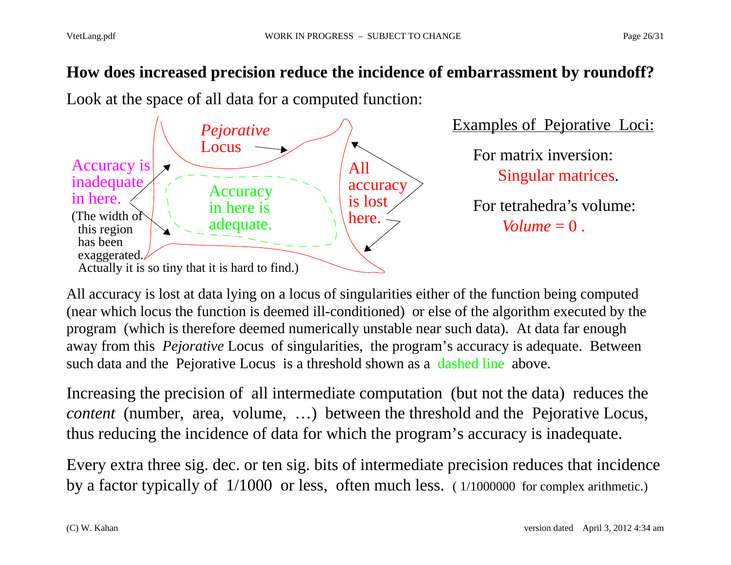## How does increased precision reduce the incidence of embarrassment by roundoff?

Look at the space of all data for a computed function:

*Pejorative* Locus

Accuracy is inadequate in here.
(The width of this region has been exaggerated. Actually it is so tiny that it is hard to find.)

Accuracy in here is adequate.

All accuracy is lost here.

Examples of Pejorative Loci:

For matrix inversion:
Singular matrices.

For tetrahedra's volume:
*Volume* = 0 .

All accuracy is lost at data lying on a locus of singularities either of the function being computed (near which locus the function is deemed ill-conditioned) or else of the algorithm executed by the program (which is therefore deemed numerically unstable near such data). At data far enough away from this *Pejorative* Locus of singularities, the program's accuracy is adequate. Between such data and the Pejorative Locus is a threshold shown as a dashed line above.

Increasing the precision of all intermediate computation (but not the data) reduces the *content* (number, area, volume, …) between the threshold and the Pejorative Locus, thus reducing the incidence of data for which the program's accuracy is inadequate.

Every extra three sig. dec. or ten sig. bits of intermediate precision reduces that incidence by a factor typically of 1/1000 or less, often much less. ( 1/1000000 for complex arithmetic.)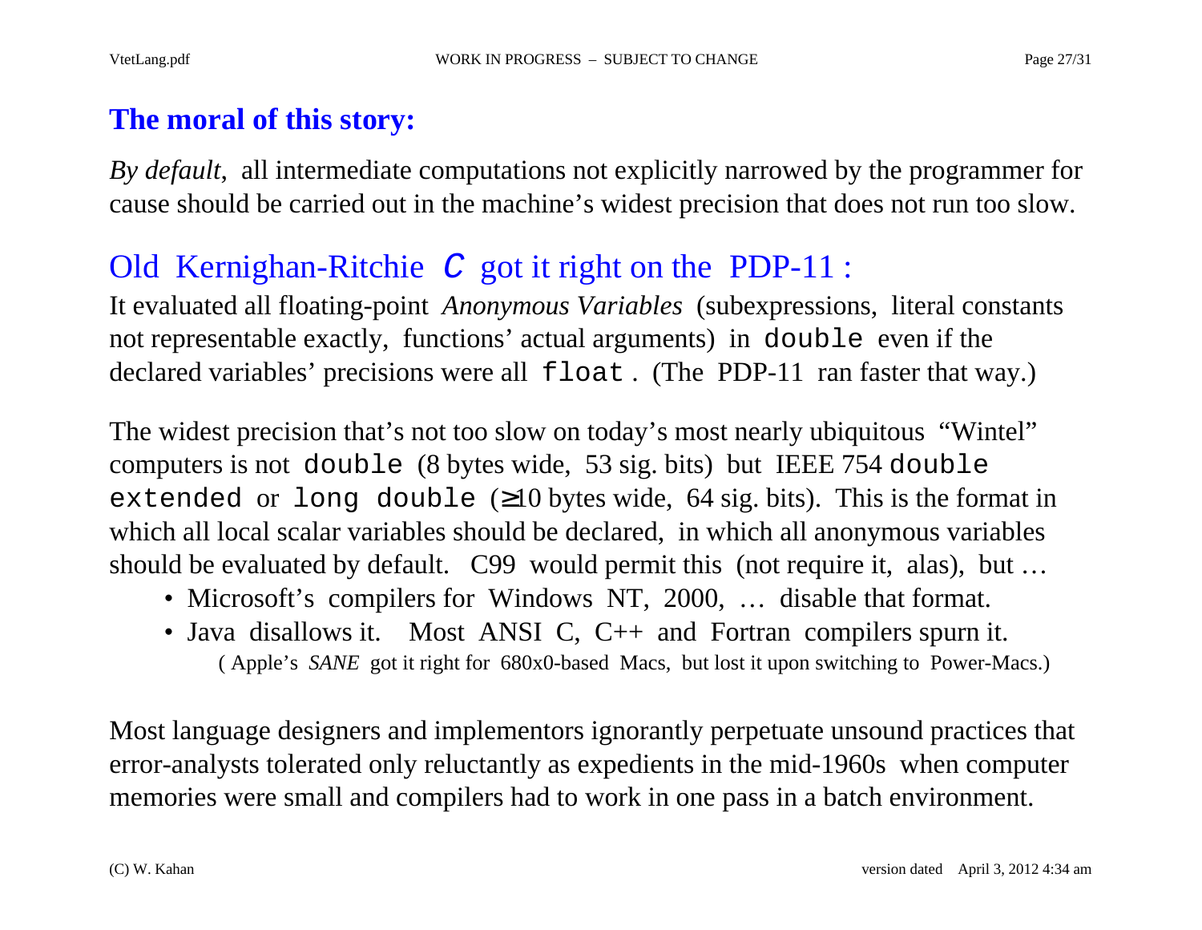## The moral of this story:

*By default*, all intermediate computations not explicitly narrowed by the programmer for cause should be carried out in the machine's widest precision that does not run too slow.

### Old Kernighan-Ritchie *C* got it right on the PDP-11 :

It evaluated all floating-point *Anonymous Variables* (subexpressions, literal constants not representable exactly, functions' actual arguments) in `double` even if the declared variables' precisions were all `float` . (The PDP-11 ran faster that way.)

The widest precision that's not too slow on today's most nearly ubiquitous "Wintel" computers is not `double` (8 bytes wide, 53 sig. bits) but IEEE 754 `double extended` or `long double` (≥10 bytes wide, 64 sig. bits). This is the format in which all local scalar variables should be declared, in which all anonymous variables should be evaluated by default. C99 would permit this (not require it, alas), but …

- Microsoft's compilers for Windows NT, 2000, … disable that format.
- Java disallows it. Most ANSI C, C++ and Fortran compilers spurn it.

( Apple's *SANE* got it right for 680x0-based Macs, but lost it upon switching to Power-Macs.)

Most language designers and implementors ignorantly perpetuate unsound practices that error-analysts tolerated only reluctantly as expedients in the mid-1960s when computer memories were small and compilers had to work in one pass in a batch environment.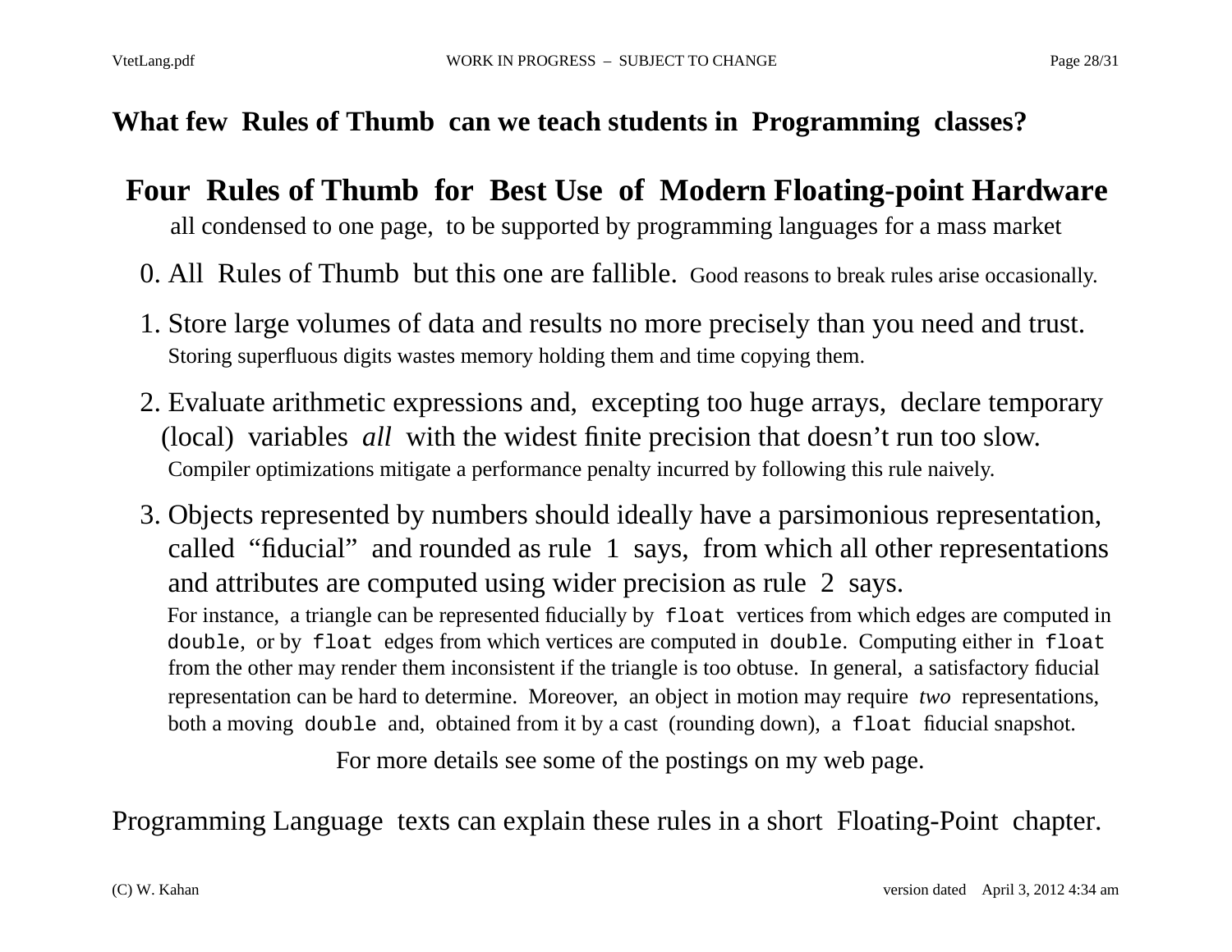## What few Rules of Thumb can we teach students in Programming classes?

### Four Rules of Thumb for Best Use of Modern Floating-point Hardware

all condensed to one page, to be supported by programming languages for a mass market

0. All Rules of Thumb but this one are fallible. Good reasons to break rules arise occasionally.

1. Store large volumes of data and results no more precisely than you need and trust.
   Storing superfluous digits wastes memory holding them and time copying them.

2. Evaluate arithmetic expressions and, excepting too huge arrays, declare temporary (local) variables *all* with the widest finite precision that doesn't run too slow.
   Compiler optimizations mitigate a performance penalty incurred by following this rule naively.

3. Objects represented by numbers should ideally have a parsimonious representation, called "fiducial" and rounded as rule 1 says, from which all other representations and attributes are computed using wider precision as rule 2 says.
   For instance, a triangle can be represented fiducially by `float` vertices from which edges are computed in `double`, or by `float` edges from which vertices are computed in `double`. Computing either in `float` from the other may render them inconsistent if the triangle is too obtuse. In general, a satisfactory fiducial representation can be hard to determine. Moreover, an object in motion may require *two* representations, both a moving `double` and, obtained from it by a cast (rounding down), a `float` fiducial snapshot.

For more details see some of the postings on my web page.

Programming Language texts can explain these rules in a short Floating-Point chapter.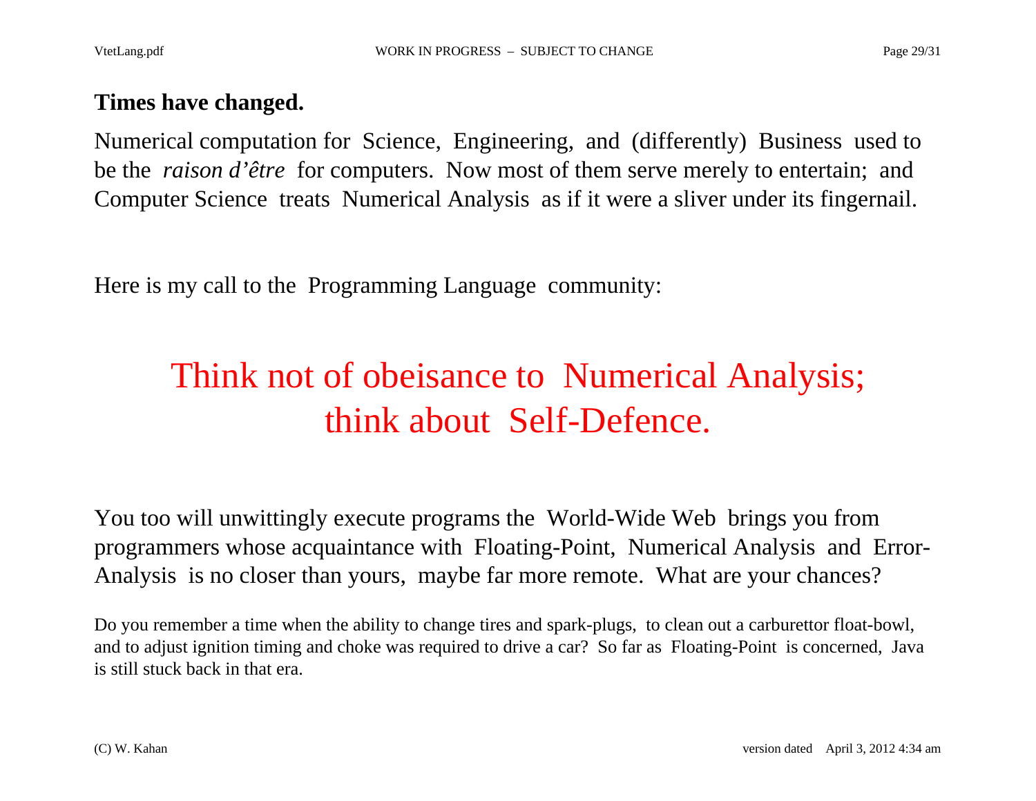**Times have changed.**

Numerical computation for Science, Engineering, and (differently) Business used to be the *raison d'être* for computers. Now most of them serve merely to entertain; and Computer Science treats Numerical Analysis as if it were a sliver under its fingernail.

Here is my call to the Programming Language community:

## Think not of obeisance to Numerical Analysis; think about Self-Defence.

You too will unwittingly execute programs the World-Wide Web brings you from programmers whose acquaintance with Floating-Point, Numerical Analysis and Error-Analysis is no closer than yours, maybe far more remote. What are your chances?

Do you remember a time when the ability to change tires and spark-plugs, to clean out a carburettor float-bowl, and to adjust ignition timing and choke was required to drive a car? So far as Floating-Point is concerned, Java is still stuck back in that era.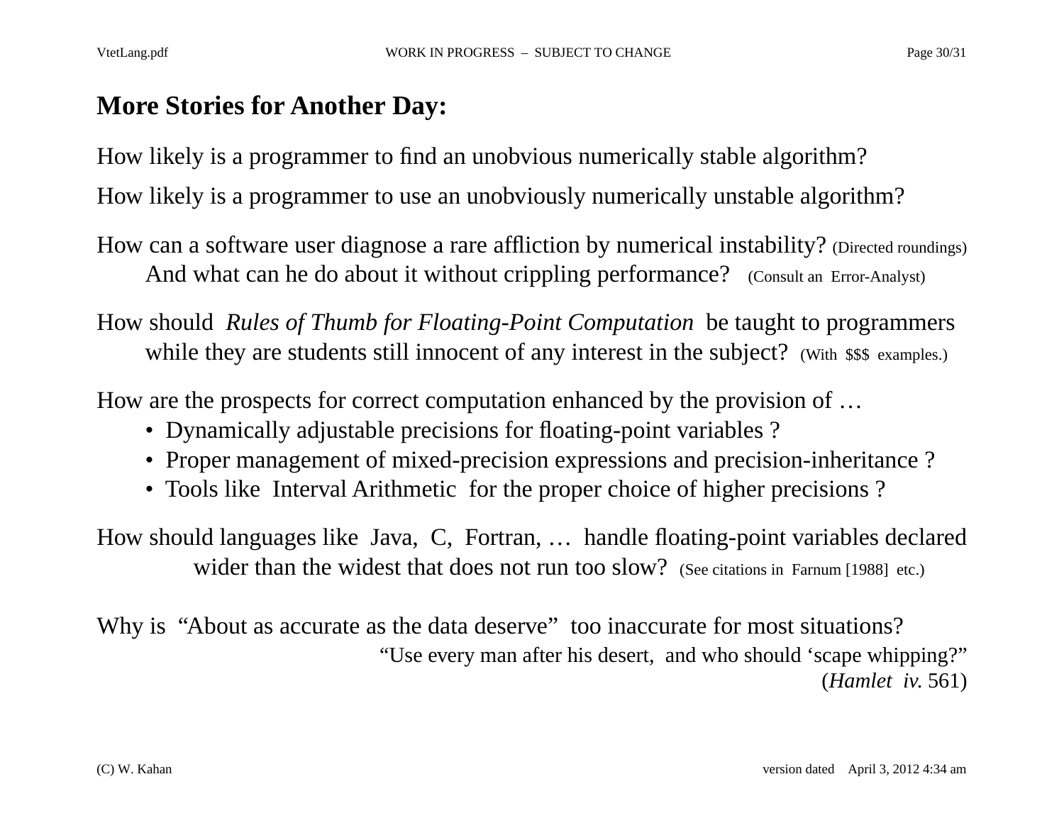## More Stories for Another Day:

How likely is a programmer to find an unobvious numerically stable algorithm?

How likely is a programmer to use an unobviously numerically unstable algorithm?

How can a software user diagnose a rare affliction by numerical instability? (Directed roundings)
And what can he do about it without crippling performance? (Consult an Error-Analyst)

How should *Rules of Thumb for Floating-Point Computation* be taught to programmers while they are students still innocent of any interest in the subject? (With $$$ examples.)

How are the prospects for correct computation enhanced by the provision of …

- Dynamically adjustable precisions for floating-point variables ?
- Proper management of mixed-precision expressions and precision-inheritance ?
- Tools like Interval Arithmetic for the proper choice of higher precisions ?

How should languages like Java, C, Fortran, … handle floating-point variables declared wider than the widest that does not run too slow? (See citations in Farnum [1988] etc.)

Why is "About as accurate as the data deserve" too inaccurate for most situations?

"Use every man after his desert, and who should 'scape whipping?"
(*Hamlet iv.* 561)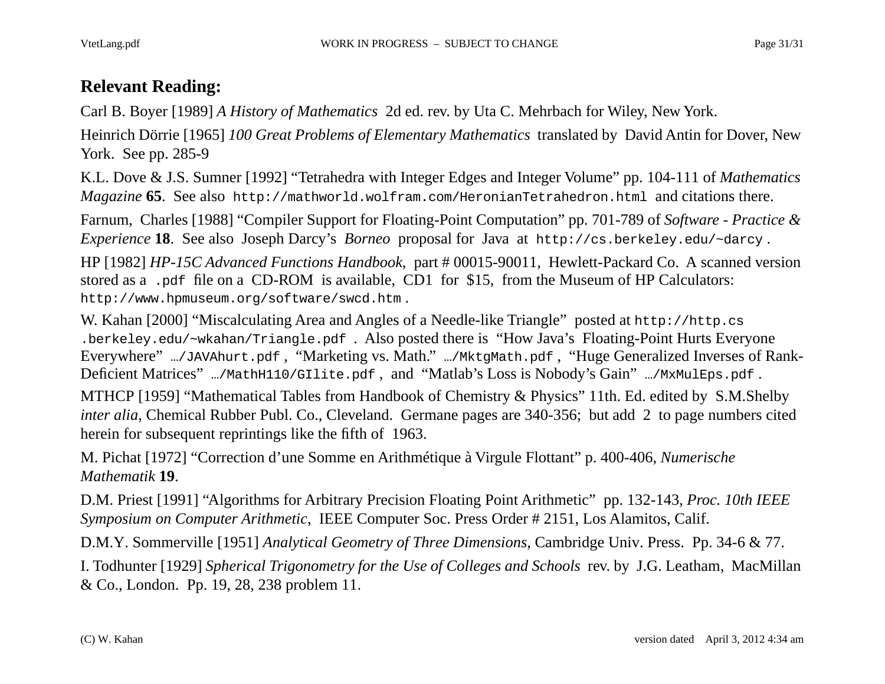**Relevant Reading:**

Carl B. Boyer [1989] *A History of Mathematics* 2d ed. rev. by Uta C. Mehrbach for Wiley, New York.

Heinrich Dörrie [1965] *100 Great Problems of Elementary Mathematics* translated by David Antin for Dover, New York. See pp. 285-9

K.L. Dove & J.S. Sumner [1992] “Tetrahedra with Integer Edges and Integer Volume” pp. 104-111 of *Mathematics Magazine* **65**. See also `http://mathworld.wolfram.com/HeronianTetrahedron.html` and citations there.

Farnum, Charles [1988] “Compiler Support for Floating-Point Computation” pp. 701-789 of *Software - Practice & Experience* **18**. See also Joseph Darcy’s *Borneo* proposal for Java at `http://cs.berkeley.edu/~darcy` .

HP [1982] *HP-15C Advanced Functions Handbook*, part # 00015-90011, Hewlett-Packard Co. A scanned version stored as a `.pdf` file on a CD-ROM is available, CD1 for $15, from the Museum of HP Calculators: `http://www.hpmuseum.org/software/swcd.htm` .

W. Kahan [2000] “Miscalculating Area and Angles of a Needle-like Triangle” posted at `http://http.cs.berkeley.edu/~wkahan/Triangle.pdf` . Also posted there is “How Java’s Floating-Point Hurts Everyone Everywhere” `…/JAVAhurt.pdf` , “Marketing vs. Math.” `…/MktgMath.pdf` , “Huge Generalized Inverses of Rank-Deficient Matrices” `…/MathH110/GIlite.pdf` , and “Matlab’s Loss is Nobody’s Gain” `…/MxMulEps.pdf` .

MTHCP [1959] “Mathematical Tables from Handbook of Chemistry & Physics” 11th. Ed. edited by S.M.Shelby *inter alia*, Chemical Rubber Publ. Co., Cleveland. Germane pages are 340-356; but add 2 to page numbers cited herein for subsequent reprintings like the fifth of 1963.

M. Pichat [1972] “Correction d’une Somme en Arithmétique à Virgule Flottant” p. 400-406, *Numerische Mathematik* **19**.

D.M. Priest [1991] “Algorithms for Arbitrary Precision Floating Point Arithmetic” pp. 132-143, *Proc. 10th IEEE Symposium on Computer Arithmetic*, IEEE Computer Soc. Press Order # 2151, Los Alamitos, Calif.

D.M.Y. Sommerville [1951] *Analytical Geometry of Three Dimensions*, Cambridge Univ. Press. Pp. 34-6 & 77.

I. Todhunter [1929] *Spherical Trigonometry for the Use of Colleges and Schools* rev. by J.G. Leatham, MacMillan & Co., London. Pp. 19, 28, 238 problem 11.